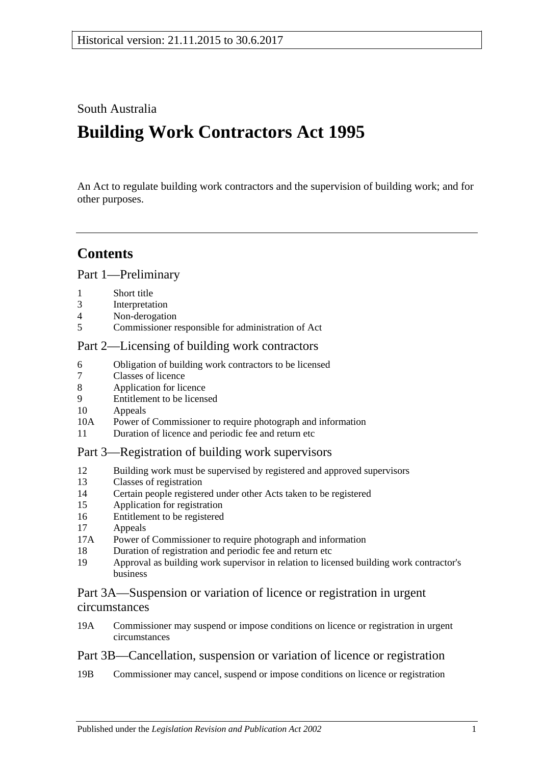South Australia

# Building Work Contractors Act 1995

An Act to regulate building work contractors and the supervision of building work; and for other purposes.

## Contents

### Part 1—Preliminary

1 Short title
3 Interpretation
4 Non-derogation
5 Commissioner responsible for administration of Act

### Part 2—Licensing of building work contractors

6 Obligation of building work contractors to be licensed
7 Classes of licence
8 Application for licence
9 Entitlement to be licensed
10 Appeals
10A Power of Commissioner to require photograph and information
11 Duration of licence and periodic fee and return etc

### Part 3—Registration of building work supervisors

12 Building work must be supervised by registered and approved supervisors
13 Classes of registration
14 Certain people registered under other Acts taken to be registered
15 Application for registration
16 Entitlement to be registered
17 Appeals
17A Power of Commissioner to require photograph and information
18 Duration of registration and periodic fee and return etc
19 Approval as building work supervisor in relation to licensed building work contractor's business

### Part 3A—Suspension or variation of licence or registration in urgent circumstances

19A Commissioner may suspend or impose conditions on licence or registration in urgent circumstances

### Part 3B—Cancellation, suspension or variation of licence or registration

19B Commissioner may cancel, suspend or impose conditions on licence or registration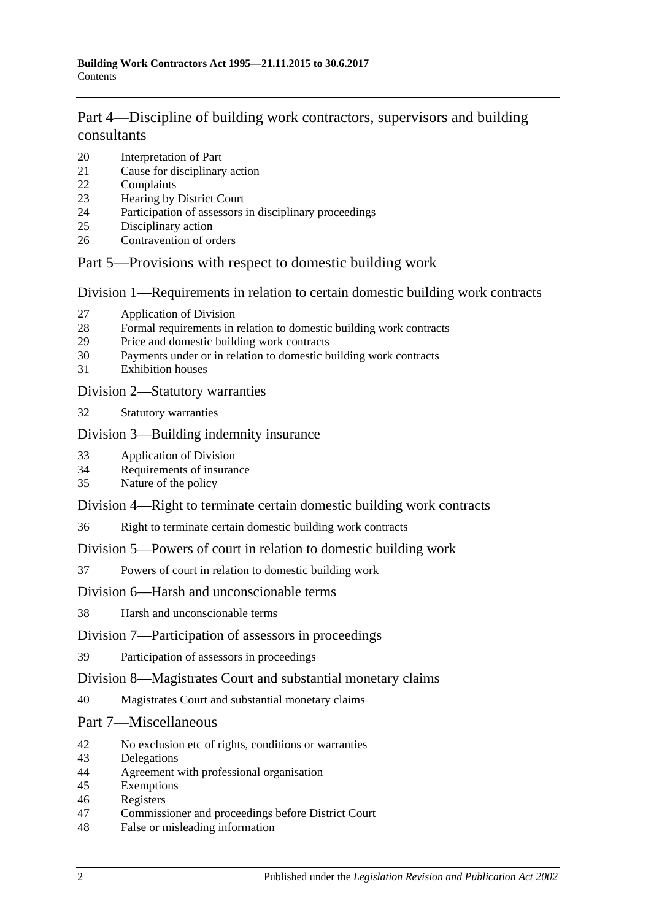## Part 4—Discipline of building work contractors, supervisors and building consultants

20 Interpretation of Part
21 Cause for disciplinary action
22 Complaints
23 Hearing by District Court
24 Participation of assessors in disciplinary proceedings
25 Disciplinary action
26 Contravention of orders

## Part 5—Provisions with respect to domestic building work

### Division 1—Requirements in relation to certain domestic building work contracts

27 Application of Division
28 Formal requirements in relation to domestic building work contracts
29 Price and domestic building work contracts
30 Payments under or in relation to domestic building work contracts
31 Exhibition houses

### Division 2—Statutory warranties

32 Statutory warranties

### Division 3—Building indemnity insurance

33 Application of Division
34 Requirements of insurance
35 Nature of the policy

### Division 4—Right to terminate certain domestic building work contracts

36 Right to terminate certain domestic building work contracts

### Division 5—Powers of court in relation to domestic building work

37 Powers of court in relation to domestic building work

### Division 6—Harsh and unconscionable terms

38 Harsh and unconscionable terms

### Division 7—Participation of assessors in proceedings

39 Participation of assessors in proceedings

### Division 8—Magistrates Court and substantial monetary claims

40 Magistrates Court and substantial monetary claims

## Part 7—Miscellaneous

42 No exclusion etc of rights, conditions or warranties
43 Delegations
44 Agreement with professional organisation
45 Exemptions
46 Registers
47 Commissioner and proceedings before District Court
48 False or misleading information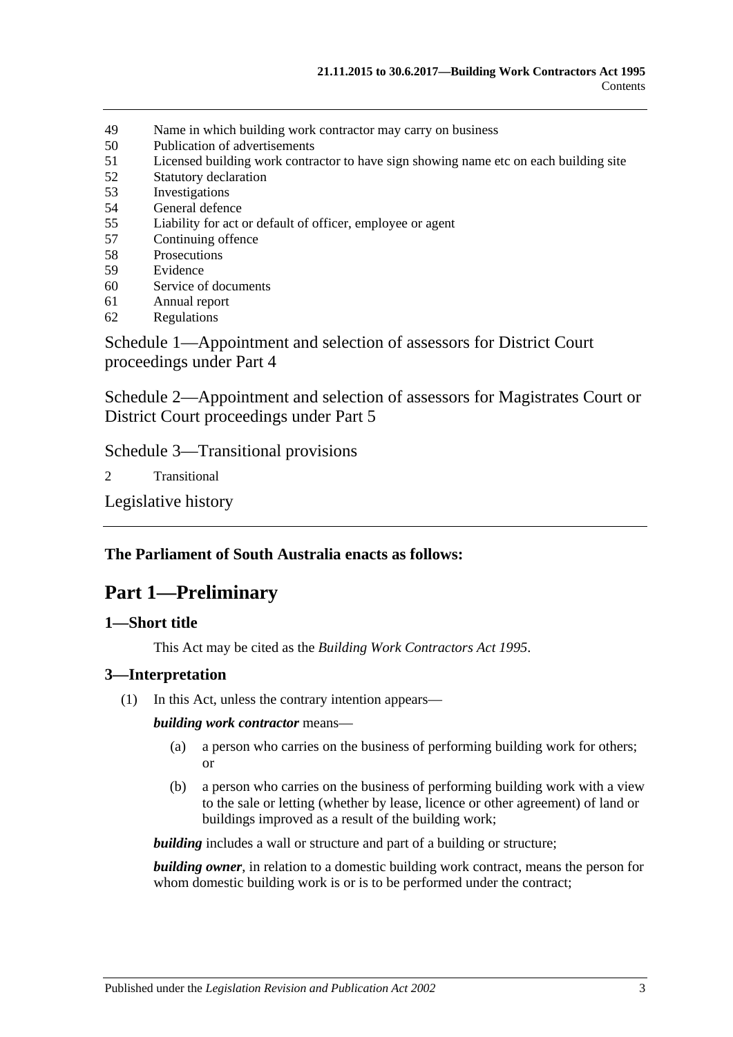49 Name in which building work contractor may carry on business
50 Publication of advertisements
51 Licensed building work contractor to have sign showing name etc on each building site
52 Statutory declaration
53 Investigations
54 General defence
55 Liability for act or default of officer, employee or agent
57 Continuing offence
58 Prosecutions
59 Evidence
60 Service of documents
61 Annual report
62 Regulations

Schedule 1—Appointment and selection of assessors for District Court proceedings under Part 4

Schedule 2—Appointment and selection of assessors for Magistrates Court or District Court proceedings under Part 5

Schedule 3—Transitional provisions

2 Transitional

Legislative history

**The Parliament of South Australia enacts as follows:**

# Part 1—Preliminary

## 1—Short title

This Act may be cited as the *Building Work Contractors Act 1995*.

## 3—Interpretation

(1) In this Act, unless the contrary intention appears—

***building work contractor*** means—

(a) a person who carries on the business of performing building work for others; or

(b) a person who carries on the business of performing building work with a view to the sale or letting (whether by lease, licence or other agreement) of land or buildings improved as a result of the building work;

***building*** includes a wall or structure and part of a building or structure;

***building owner***, in relation to a domestic building work contract, means the person for whom domestic building work is or is to be performed under the contract;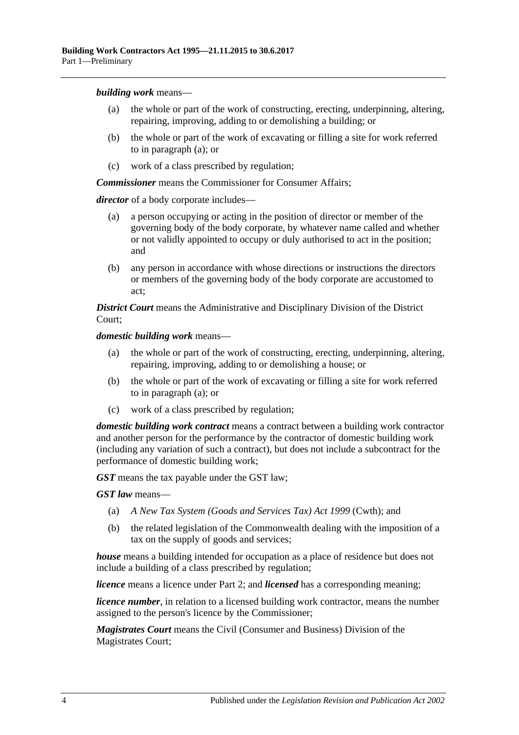***building work*** means—

- (a) the whole or part of the work of constructing, erecting, underpinning, altering, repairing, improving, adding to or demolishing a building; or
- (b) the whole or part of the work of excavating or filling a site for work referred to in paragraph (a); or
- (c) work of a class prescribed by regulation;

***Commissioner*** means the Commissioner for Consumer Affairs;

***director*** of a body corporate includes—

- (a) a person occupying or acting in the position of director or member of the governing body of the body corporate, by whatever name called and whether or not validly appointed to occupy or duly authorised to act in the position; and
- (b) any person in accordance with whose directions or instructions the directors or members of the governing body of the body corporate are accustomed to act;

***District Court*** means the Administrative and Disciplinary Division of the District Court;

***domestic building work*** means—

- (a) the whole or part of the work of constructing, erecting, underpinning, altering, repairing, improving, adding to or demolishing a house; or
- (b) the whole or part of the work of excavating or filling a site for work referred to in paragraph (a); or
- (c) work of a class prescribed by regulation;

***domestic building work contract*** means a contract between a building work contractor and another person for the performance by the contractor of domestic building work (including any variation of such a contract), but does not include a subcontract for the performance of domestic building work;

***GST*** means the tax payable under the GST law;

***GST law*** means—

- (a) *A New Tax System (Goods and Services Tax) Act 1999* (Cwth); and
- (b) the related legislation of the Commonwealth dealing with the imposition of a tax on the supply of goods and services;

***house*** means a building intended for occupation as a place of residence but does not include a building of a class prescribed by regulation;

***licence*** means a licence under Part 2; and ***licensed*** has a corresponding meaning;

***licence number***, in relation to a licensed building work contractor, means the number assigned to the person's licence by the Commissioner;

***Magistrates Court*** means the Civil (Consumer and Business) Division of the Magistrates Court;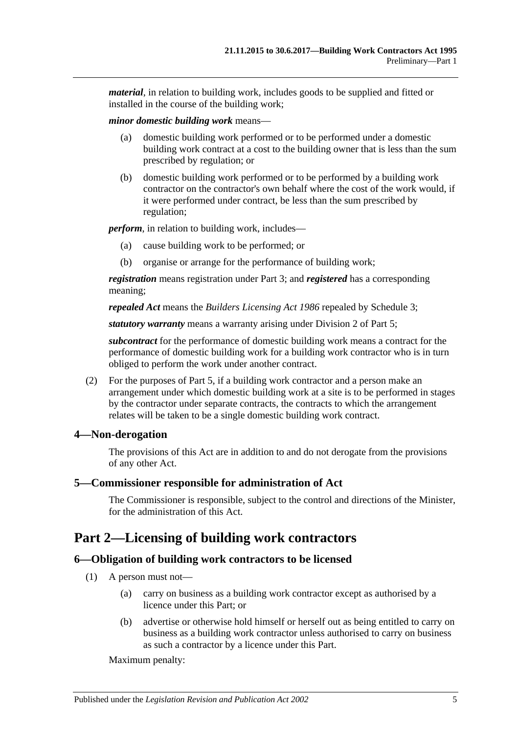***material***, in relation to building work, includes goods to be supplied and fitted or installed in the course of the building work;

***minor domestic building work*** means—

(a) domestic building work performed or to be performed under a domestic building work contract at a cost to the building owner that is less than the sum prescribed by regulation; or

(b) domestic building work performed or to be performed by a building work contractor on the contractor's own behalf where the cost of the work would, if it were performed under contract, be less than the sum prescribed by regulation;

***perform***, in relation to building work, includes—

(a) cause building work to be performed; or

(b) organise or arrange for the performance of building work;

***registration*** means registration under Part 3; and ***registered*** has a corresponding meaning;

***repealed Act*** means the *Builders Licensing Act 1986* repealed by Schedule 3;

***statutory warranty*** means a warranty arising under Division 2 of Part 5;

***subcontract*** for the performance of domestic building work means a contract for the performance of domestic building work for a building work contractor who is in turn obliged to perform the work under another contract.

(2) For the purposes of Part 5, if a building work contractor and a person make an arrangement under which domestic building work at a site is to be performed in stages by the contractor under separate contracts, the contracts to which the arrangement relates will be taken to be a single domestic building work contract.

### 4—Non-derogation

The provisions of this Act are in addition to and do not derogate from the provisions of any other Act.

### 5—Commissioner responsible for administration of Act

The Commissioner is responsible, subject to the control and directions of the Minister, for the administration of this Act.

## Part 2—Licensing of building work contractors

### 6—Obligation of building work contractors to be licensed

(1) A person must not—

(a) carry on business as a building work contractor except as authorised by a licence under this Part; or

(b) advertise or otherwise hold himself or herself out as being entitled to carry on business as a building work contractor unless authorised to carry on business as such a contractor by a licence under this Part.

Maximum penalty: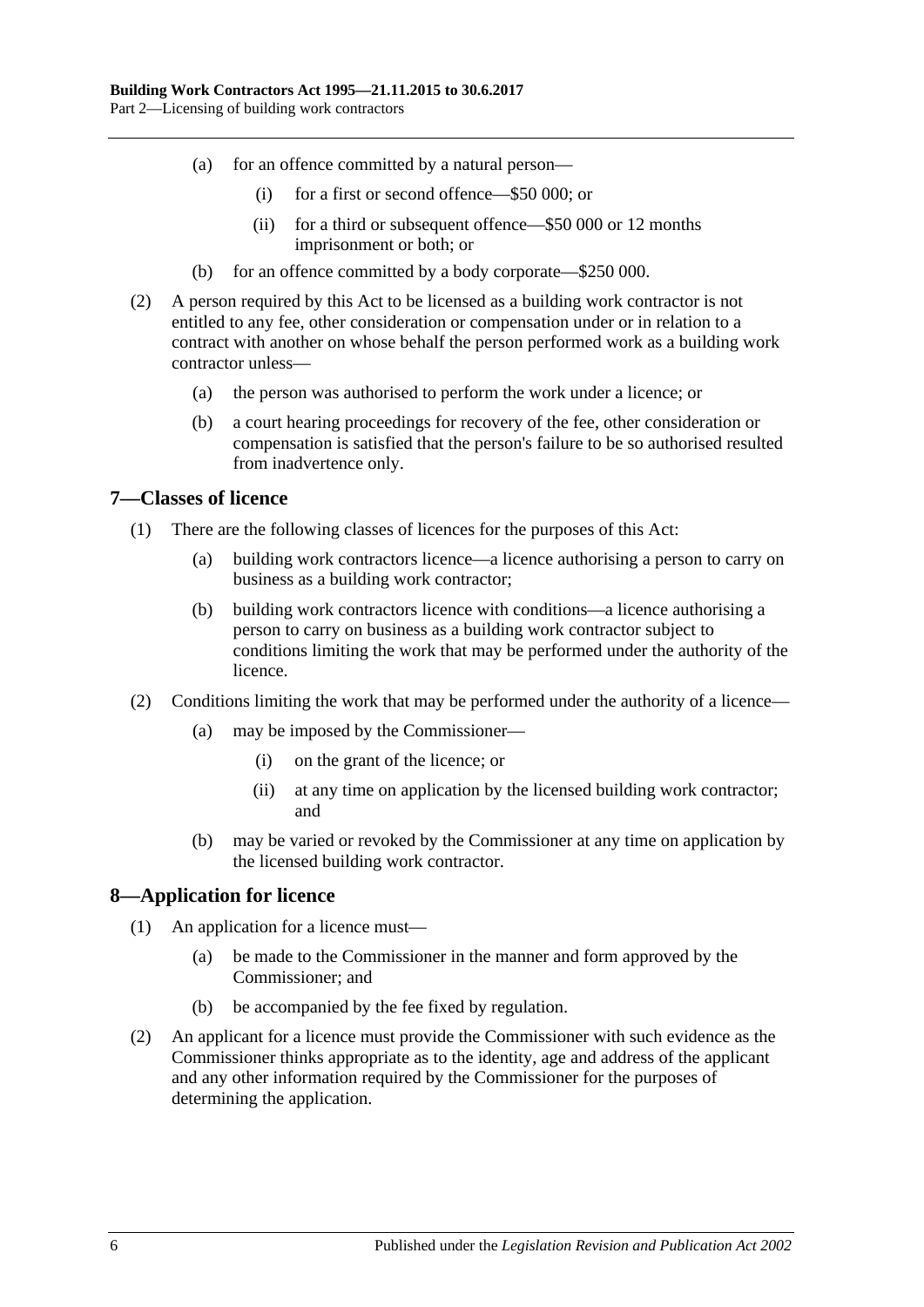(a) for an offence committed by a natural person—

(i) for a first or second offence—$50 000; or

(ii) for a third or subsequent offence—$50 000 or 12 months imprisonment or both; or

(b) for an offence committed by a body corporate—$250 000.

(2) A person required by this Act to be licensed as a building work contractor is not entitled to any fee, other consideration or compensation under or in relation to a contract with another on whose behalf the person performed work as a building work contractor unless—

(a) the person was authorised to perform the work under a licence; or

(b) a court hearing proceedings for recovery of the fee, other consideration or compensation is satisfied that the person's failure to be so authorised resulted from inadvertence only.

## 7—Classes of licence

(1) There are the following classes of licences for the purposes of this Act:

(a) building work contractors licence—a licence authorising a person to carry on business as a building work contractor;

(b) building work contractors licence with conditions—a licence authorising a person to carry on business as a building work contractor subject to conditions limiting the work that may be performed under the authority of the licence.

(2) Conditions limiting the work that may be performed under the authority of a licence—

(a) may be imposed by the Commissioner—

(i) on the grant of the licence; or

(ii) at any time on application by the licensed building work contractor; and

(b) may be varied or revoked by the Commissioner at any time on application by the licensed building work contractor.

## 8—Application for licence

(1) An application for a licence must—

(a) be made to the Commissioner in the manner and form approved by the Commissioner; and

(b) be accompanied by the fee fixed by regulation.

(2) An applicant for a licence must provide the Commissioner with such evidence as the Commissioner thinks appropriate as to the identity, age and address of the applicant and any other information required by the Commissioner for the purposes of determining the application.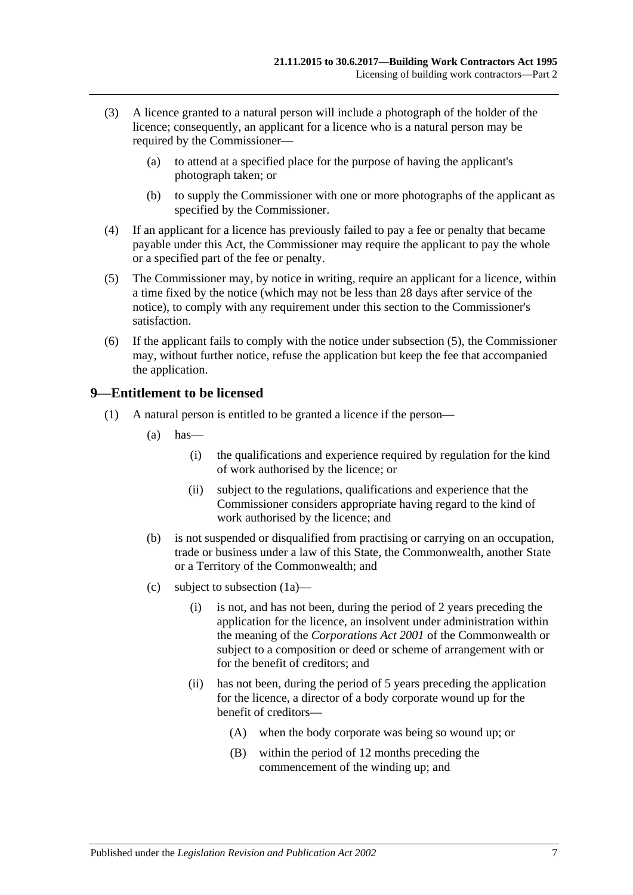(3) A licence granted to a natural person will include a photograph of the holder of the licence; consequently, an applicant for a licence who is a natural person may be required by the Commissioner—

(a) to attend at a specified place for the purpose of having the applicant's photograph taken; or

(b) to supply the Commissioner with one or more photographs of the applicant as specified by the Commissioner.

(4) If an applicant for a licence has previously failed to pay a fee or penalty that became payable under this Act, the Commissioner may require the applicant to pay the whole or a specified part of the fee or penalty.

(5) The Commissioner may, by notice in writing, require an applicant for a licence, within a time fixed by the notice (which may not be less than 28 days after service of the notice), to comply with any requirement under this section to the Commissioner's satisfaction.

(6) If the applicant fails to comply with the notice under subsection (5), the Commissioner may, without further notice, refuse the application but keep the fee that accompanied the application.

## 9—Entitlement to be licensed

(1) A natural person is entitled to be granted a licence if the person—

(a) has—

(i) the qualifications and experience required by regulation for the kind of work authorised by the licence; or

(ii) subject to the regulations, qualifications and experience that the Commissioner considers appropriate having regard to the kind of work authorised by the licence; and

(b) is not suspended or disqualified from practising or carrying on an occupation, trade or business under a law of this State, the Commonwealth, another State or a Territory of the Commonwealth; and

(c) subject to subsection (1a)—

(i) is not, and has not been, during the period of 2 years preceding the application for the licence, an insolvent under administration within the meaning of the *Corporations Act 2001* of the Commonwealth or subject to a composition or deed or scheme of arrangement with or for the benefit of creditors; and

(ii) has not been, during the period of 5 years preceding the application for the licence, a director of a body corporate wound up for the benefit of creditors—

(A) when the body corporate was being so wound up; or

(B) within the period of 12 months preceding the commencement of the winding up; and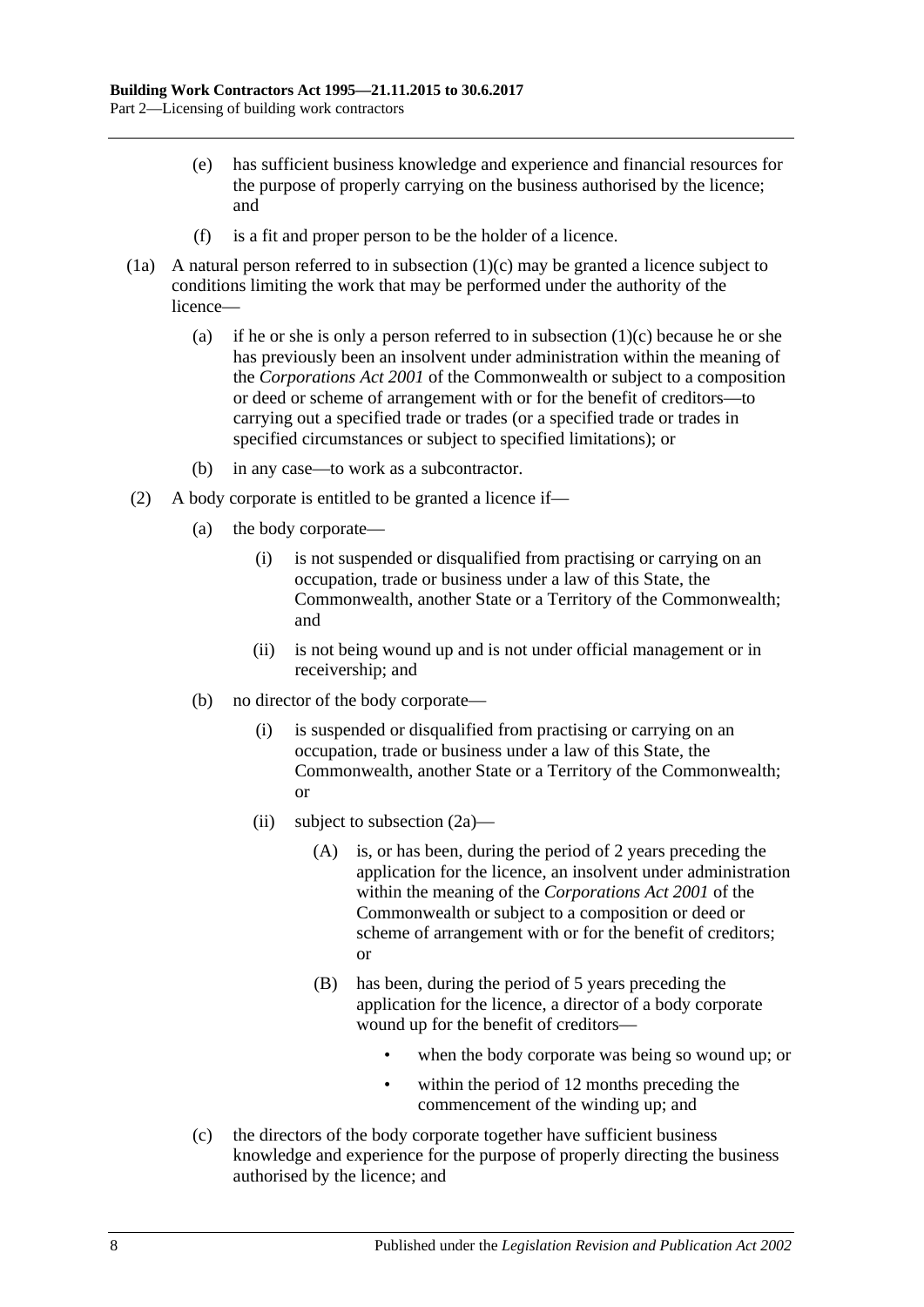(e) has sufficient business knowledge and experience and financial resources for the purpose of properly carrying on the business authorised by the licence; and

(f) is a fit and proper person to be the holder of a licence.

(1a) A natural person referred to in subsection (1)(c) may be granted a licence subject to conditions limiting the work that may be performed under the authority of the licence—

(a) if he or she is only a person referred to in subsection (1)(c) because he or she has previously been an insolvent under administration within the meaning of the *Corporations Act 2001* of the Commonwealth or subject to a composition or deed or scheme of arrangement with or for the benefit of creditors—to carrying out a specified trade or trades (or a specified trade or trades in specified circumstances or subject to specified limitations); or

(b) in any case—to work as a subcontractor.

(2) A body corporate is entitled to be granted a licence if—

(a) the body corporate—

(i) is not suspended or disqualified from practising or carrying on an occupation, trade or business under a law of this State, the Commonwealth, another State or a Territory of the Commonwealth; and

(ii) is not being wound up and is not under official management or in receivership; and

(b) no director of the body corporate—

(i) is suspended or disqualified from practising or carrying on an occupation, trade or business under a law of this State, the Commonwealth, another State or a Territory of the Commonwealth; or

(ii) subject to subsection (2a)—

(A) is, or has been, during the period of 2 years preceding the application for the licence, an insolvent under administration within the meaning of the *Corporations Act 2001* of the Commonwealth or subject to a composition or deed or scheme of arrangement with or for the benefit of creditors; or

(B) has been, during the period of 5 years preceding the application for the licence, a director of a body corporate wound up for the benefit of creditors—

- when the body corporate was being so wound up; or
- within the period of 12 months preceding the commencement of the winding up; and

(c) the directors of the body corporate together have sufficient business knowledge and experience for the purpose of properly directing the business authorised by the licence; and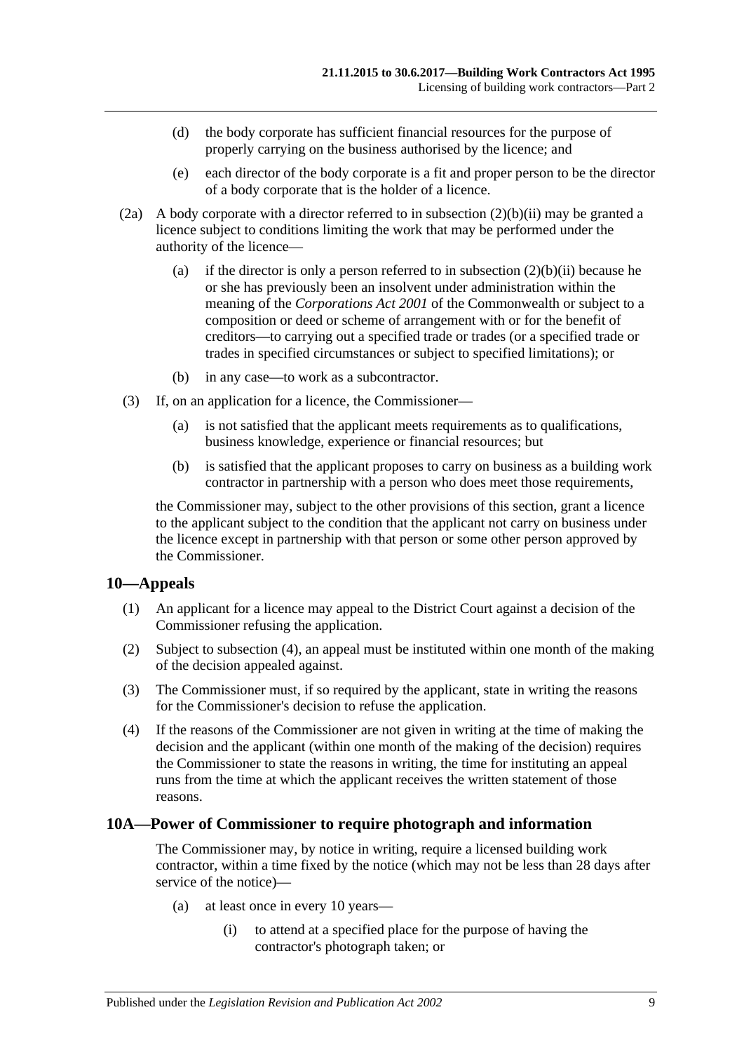(d) the body corporate has sufficient financial resources for the purpose of properly carrying on the business authorised by the licence; and

(e) each director of the body corporate is a fit and proper person to be the director of a body corporate that is the holder of a licence.

(2a) A body corporate with a director referred to in subsection (2)(b)(ii) may be granted a licence subject to conditions limiting the work that may be performed under the authority of the licence—

(a) if the director is only a person referred to in subsection (2)(b)(ii) because he or she has previously been an insolvent under administration within the meaning of the *Corporations Act 2001* of the Commonwealth or subject to a composition or deed or scheme of arrangement with or for the benefit of creditors—to carrying out a specified trade or trades (or a specified trade or trades in specified circumstances or subject to specified limitations); or

(b) in any case—to work as a subcontractor.

(3) If, on an application for a licence, the Commissioner—

(a) is not satisfied that the applicant meets requirements as to qualifications, business knowledge, experience or financial resources; but

(b) is satisfied that the applicant proposes to carry on business as a building work contractor in partnership with a person who does meet those requirements,

the Commissioner may, subject to the other provisions of this section, grant a licence to the applicant subject to the condition that the applicant not carry on business under the licence except in partnership with that person or some other person approved by the Commissioner.

## 10—Appeals

(1) An applicant for a licence may appeal to the District Court against a decision of the Commissioner refusing the application.

(2) Subject to subsection (4), an appeal must be instituted within one month of the making of the decision appealed against.

(3) The Commissioner must, if so required by the applicant, state in writing the reasons for the Commissioner's decision to refuse the application.

(4) If the reasons of the Commissioner are not given in writing at the time of making the decision and the applicant (within one month of the making of the decision) requires the Commissioner to state the reasons in writing, the time for instituting an appeal runs from the time at which the applicant receives the written statement of those reasons.

## 10A—Power of Commissioner to require photograph and information

The Commissioner may, by notice in writing, require a licensed building work contractor, within a time fixed by the notice (which may not be less than 28 days after service of the notice)—

(a) at least once in every 10 years—

(i) to attend at a specified place for the purpose of having the contractor's photograph taken; or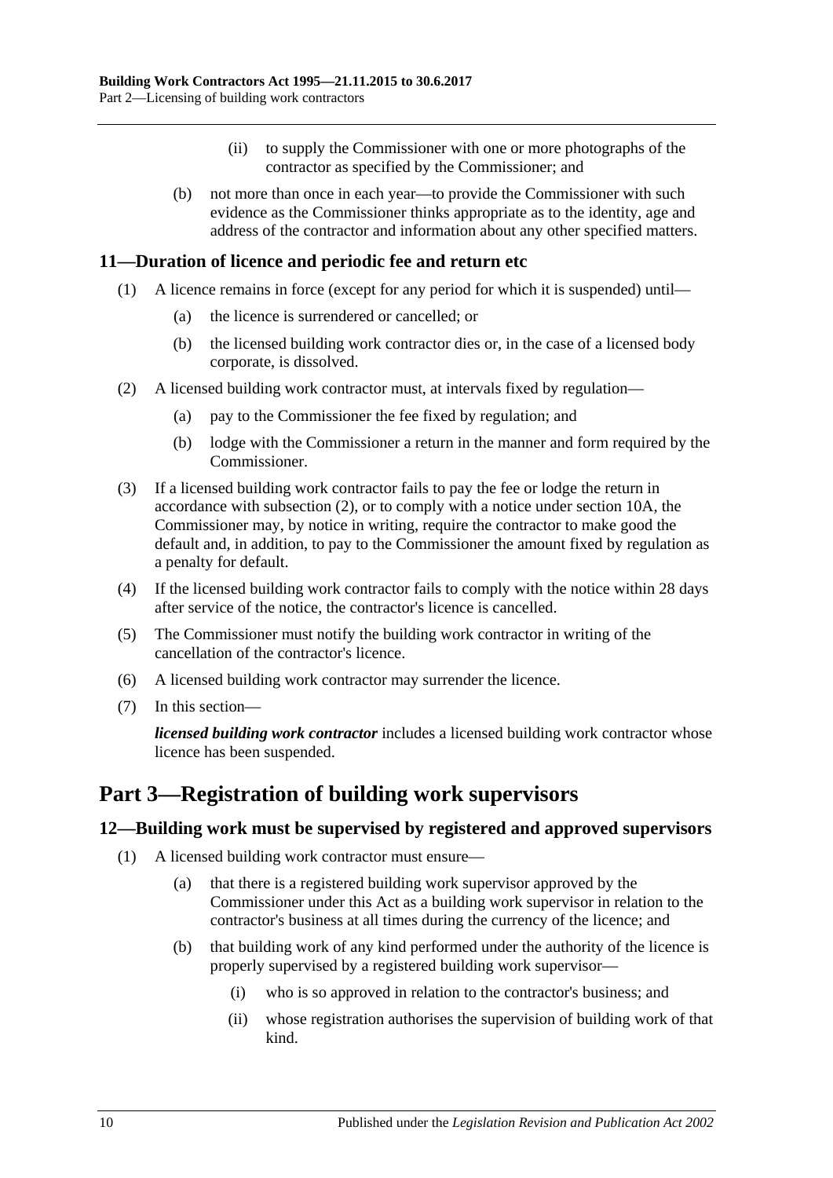(ii) to supply the Commissioner with one or more photographs of the contractor as specified by the Commissioner; and

(b) not more than once in each year—to provide the Commissioner with such evidence as the Commissioner thinks appropriate as to the identity, age and address of the contractor and information about any other specified matters.

### 11—Duration of licence and periodic fee and return etc

(1) A licence remains in force (except for any period for which it is suspended) until—

(a) the licence is surrendered or cancelled; or

(b) the licensed building work contractor dies or, in the case of a licensed body corporate, is dissolved.

(2) A licensed building work contractor must, at intervals fixed by regulation—

(a) pay to the Commissioner the fee fixed by regulation; and

(b) lodge with the Commissioner a return in the manner and form required by the Commissioner.

(3) If a licensed building work contractor fails to pay the fee or lodge the return in accordance with subsection (2), or to comply with a notice under section 10A, the Commissioner may, by notice in writing, require the contractor to make good the default and, in addition, to pay to the Commissioner the amount fixed by regulation as a penalty for default.

(4) If the licensed building work contractor fails to comply with the notice within 28 days after service of the notice, the contractor's licence is cancelled.

(5) The Commissioner must notify the building work contractor in writing of the cancellation of the contractor's licence.

(6) A licensed building work contractor may surrender the licence.

(7) In this section—

***licensed building work contractor*** includes a licensed building work contractor whose licence has been suspended.

## Part 3—Registration of building work supervisors

### 12—Building work must be supervised by registered and approved supervisors

(1) A licensed building work contractor must ensure—

(a) that there is a registered building work supervisor approved by the Commissioner under this Act as a building work supervisor in relation to the contractor's business at all times during the currency of the licence; and

(b) that building work of any kind performed under the authority of the licence is properly supervised by a registered building work supervisor—

(i) who is so approved in relation to the contractor's business; and

(ii) whose registration authorises the supervision of building work of that kind.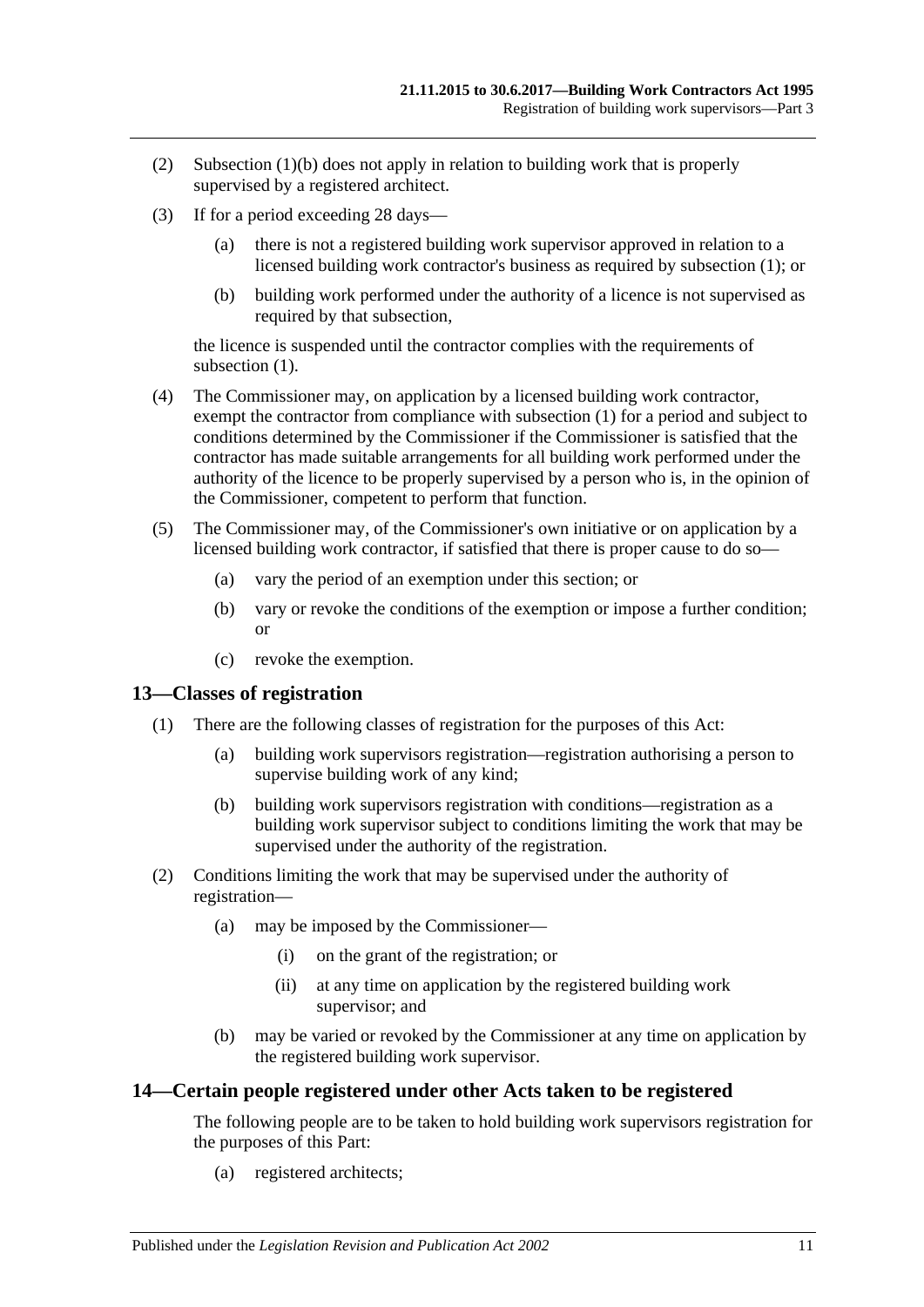(2) Subsection (1)(b) does not apply in relation to building work that is properly supervised by a registered architect.

(3) If for a period exceeding 28 days—

(a) there is not a registered building work supervisor approved in relation to a licensed building work contractor's business as required by subsection (1); or

(b) building work performed under the authority of a licence is not supervised as required by that subsection,

the licence is suspended until the contractor complies with the requirements of subsection (1).

(4) The Commissioner may, on application by a licensed building work contractor, exempt the contractor from compliance with subsection (1) for a period and subject to conditions determined by the Commissioner if the Commissioner is satisfied that the contractor has made suitable arrangements for all building work performed under the authority of the licence to be properly supervised by a person who is, in the opinion of the Commissioner, competent to perform that function.

(5) The Commissioner may, of the Commissioner's own initiative or on application by a licensed building work contractor, if satisfied that there is proper cause to do so—

(a) vary the period of an exemption under this section; or

(b) vary or revoke the conditions of the exemption or impose a further condition; or

(c) revoke the exemption.

## 13—Classes of registration

(1) There are the following classes of registration for the purposes of this Act:

(a) building work supervisors registration—registration authorising a person to supervise building work of any kind;

(b) building work supervisors registration with conditions—registration as a building work supervisor subject to conditions limiting the work that may be supervised under the authority of the registration.

(2) Conditions limiting the work that may be supervised under the authority of registration—

(a) may be imposed by the Commissioner—

(i) on the grant of the registration; or

(ii) at any time on application by the registered building work supervisor; and

(b) may be varied or revoked by the Commissioner at any time on application by the registered building work supervisor.

## 14—Certain people registered under other Acts taken to be registered

The following people are to be taken to hold building work supervisors registration for the purposes of this Part:

(a) registered architects;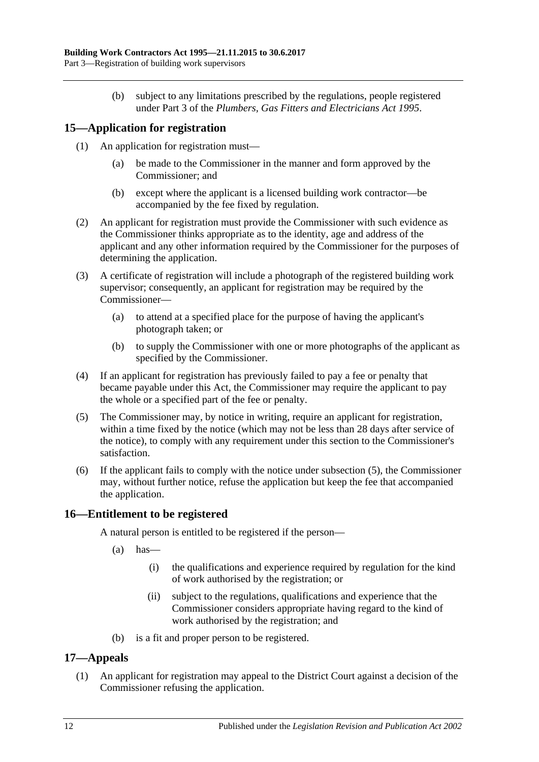(b) subject to any limitations prescribed by the regulations, people registered under Part 3 of the *Plumbers, Gas Fitters and Electricians Act 1995*.

## 15—Application for registration

(1) An application for registration must—

(a) be made to the Commissioner in the manner and form approved by the Commissioner; and

(b) except where the applicant is a licensed building work contractor—be accompanied by the fee fixed by regulation.

(2) An applicant for registration must provide the Commissioner with such evidence as the Commissioner thinks appropriate as to the identity, age and address of the applicant and any other information required by the Commissioner for the purposes of determining the application.

(3) A certificate of registration will include a photograph of the registered building work supervisor; consequently, an applicant for registration may be required by the Commissioner—

(a) to attend at a specified place for the purpose of having the applicant's photograph taken; or

(b) to supply the Commissioner with one or more photographs of the applicant as specified by the Commissioner.

(4) If an applicant for registration has previously failed to pay a fee or penalty that became payable under this Act, the Commissioner may require the applicant to pay the whole or a specified part of the fee or penalty.

(5) The Commissioner may, by notice in writing, require an applicant for registration, within a time fixed by the notice (which may not be less than 28 days after service of the notice), to comply with any requirement under this section to the Commissioner's satisfaction.

(6) If the applicant fails to comply with the notice under subsection (5), the Commissioner may, without further notice, refuse the application but keep the fee that accompanied the application.

## 16—Entitlement to be registered

A natural person is entitled to be registered if the person—

(a) has—

(i) the qualifications and experience required by regulation for the kind of work authorised by the registration; or

(ii) subject to the regulations, qualifications and experience that the Commissioner considers appropriate having regard to the kind of work authorised by the registration; and

(b) is a fit and proper person to be registered.

## 17—Appeals

(1) An applicant for registration may appeal to the District Court against a decision of the Commissioner refusing the application.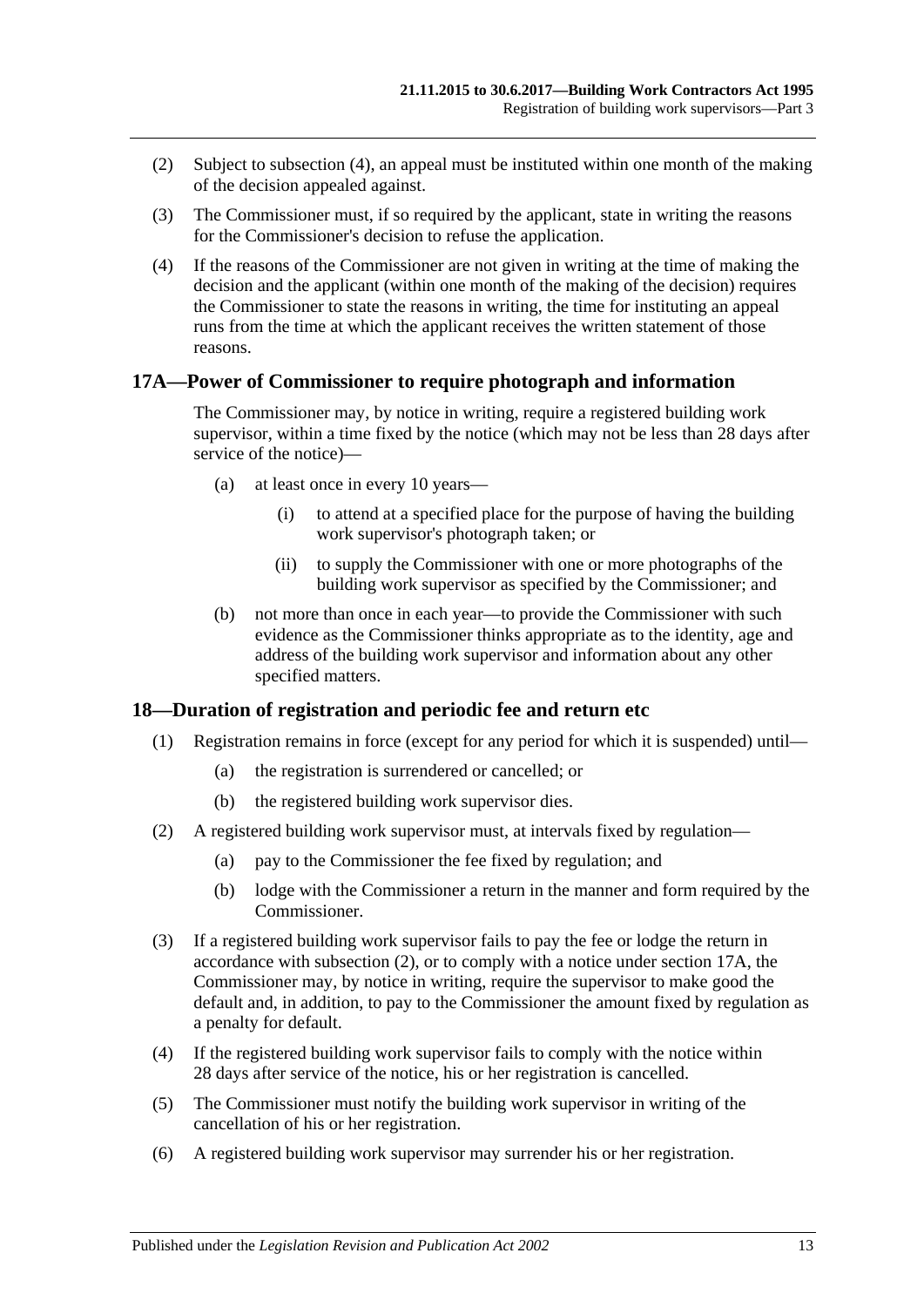(2) Subject to subsection (4), an appeal must be instituted within one month of the making of the decision appealed against.

(3) The Commissioner must, if so required by the applicant, state in writing the reasons for the Commissioner's decision to refuse the application.

(4) If the reasons of the Commissioner are not given in writing at the time of making the decision and the applicant (within one month of the making of the decision) requires the Commissioner to state the reasons in writing, the time for instituting an appeal runs from the time at which the applicant receives the written statement of those reasons.

## 17A—Power of Commissioner to require photograph and information

The Commissioner may, by notice in writing, require a registered building work supervisor, within a time fixed by the notice (which may not be less than 28 days after service of the notice)—

(a) at least once in every 10 years—

(i) to attend at a specified place for the purpose of having the building work supervisor's photograph taken; or

(ii) to supply the Commissioner with one or more photographs of the building work supervisor as specified by the Commissioner; and

(b) not more than once in each year—to provide the Commissioner with such evidence as the Commissioner thinks appropriate as to the identity, age and address of the building work supervisor and information about any other specified matters.

## 18—Duration of registration and periodic fee and return etc

(1) Registration remains in force (except for any period for which it is suspended) until—

(a) the registration is surrendered or cancelled; or

(b) the registered building work supervisor dies.

(2) A registered building work supervisor must, at intervals fixed by regulation—

(a) pay to the Commissioner the fee fixed by regulation; and

(b) lodge with the Commissioner a return in the manner and form required by the Commissioner.

(3) If a registered building work supervisor fails to pay the fee or lodge the return in accordance with subsection (2), or to comply with a notice under section 17A, the Commissioner may, by notice in writing, require the supervisor to make good the default and, in addition, to pay to the Commissioner the amount fixed by regulation as a penalty for default.

(4) If the registered building work supervisor fails to comply with the notice within 28 days after service of the notice, his or her registration is cancelled.

(5) The Commissioner must notify the building work supervisor in writing of the cancellation of his or her registration.

(6) A registered building work supervisor may surrender his or her registration.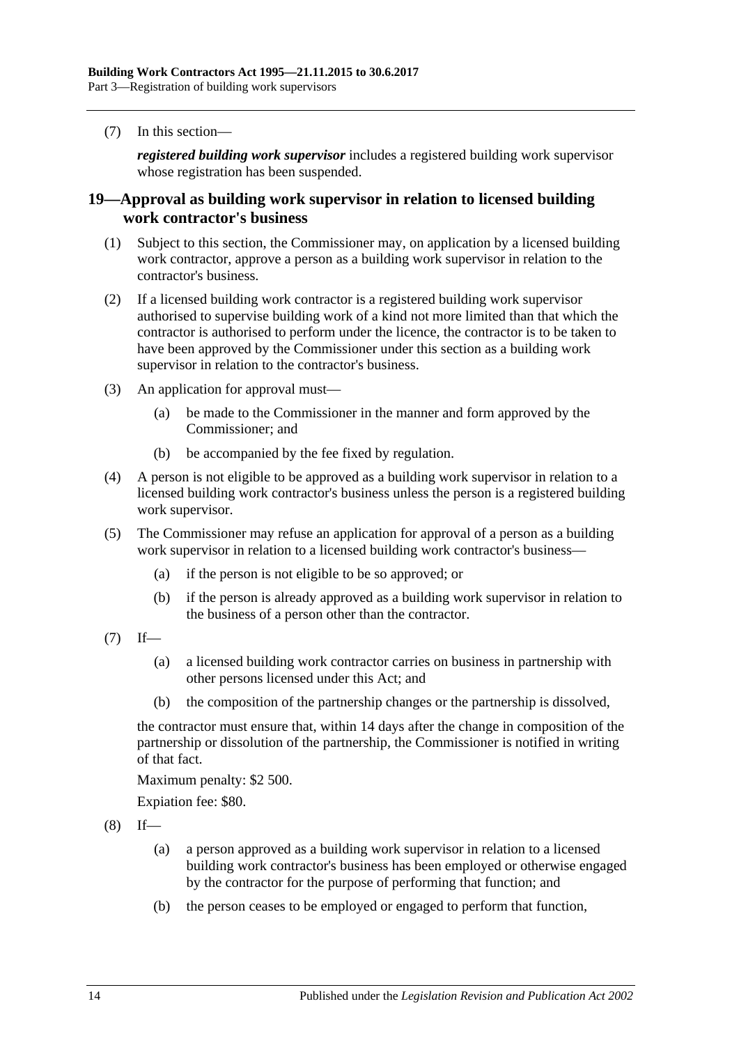(7) In this section—

***registered building work supervisor*** includes a registered building work supervisor whose registration has been suspended.

## 19—Approval as building work supervisor in relation to licensed building work contractor's business

(1) Subject to this section, the Commissioner may, on application by a licensed building work contractor, approve a person as a building work supervisor in relation to the contractor's business.

(2) If a licensed building work contractor is a registered building work supervisor authorised to supervise building work of a kind not more limited than that which the contractor is authorised to perform under the licence, the contractor is to be taken to have been approved by the Commissioner under this section as a building work supervisor in relation to the contractor's business.

(3) An application for approval must—

(a) be made to the Commissioner in the manner and form approved by the Commissioner; and

(b) be accompanied by the fee fixed by regulation.

(4) A person is not eligible to be approved as a building work supervisor in relation to a licensed building work contractor's business unless the person is a registered building work supervisor.

(5) The Commissioner may refuse an application for approval of a person as a building work supervisor in relation to a licensed building work contractor's business—

(a) if the person is not eligible to be so approved; or

(b) if the person is already approved as a building work supervisor in relation to the business of a person other than the contractor.

(7) If—

(a) a licensed building work contractor carries on business in partnership with other persons licensed under this Act; and

(b) the composition of the partnership changes or the partnership is dissolved,

the contractor must ensure that, within 14 days after the change in composition of the partnership or dissolution of the partnership, the Commissioner is notified in writing of that fact.

Maximum penalty: $2 500.

Expiation fee: $80.

(8) If—

(a) a person approved as a building work supervisor in relation to a licensed building work contractor's business has been employed or otherwise engaged by the contractor for the purpose of performing that function; and

(b) the person ceases to be employed or engaged to perform that function,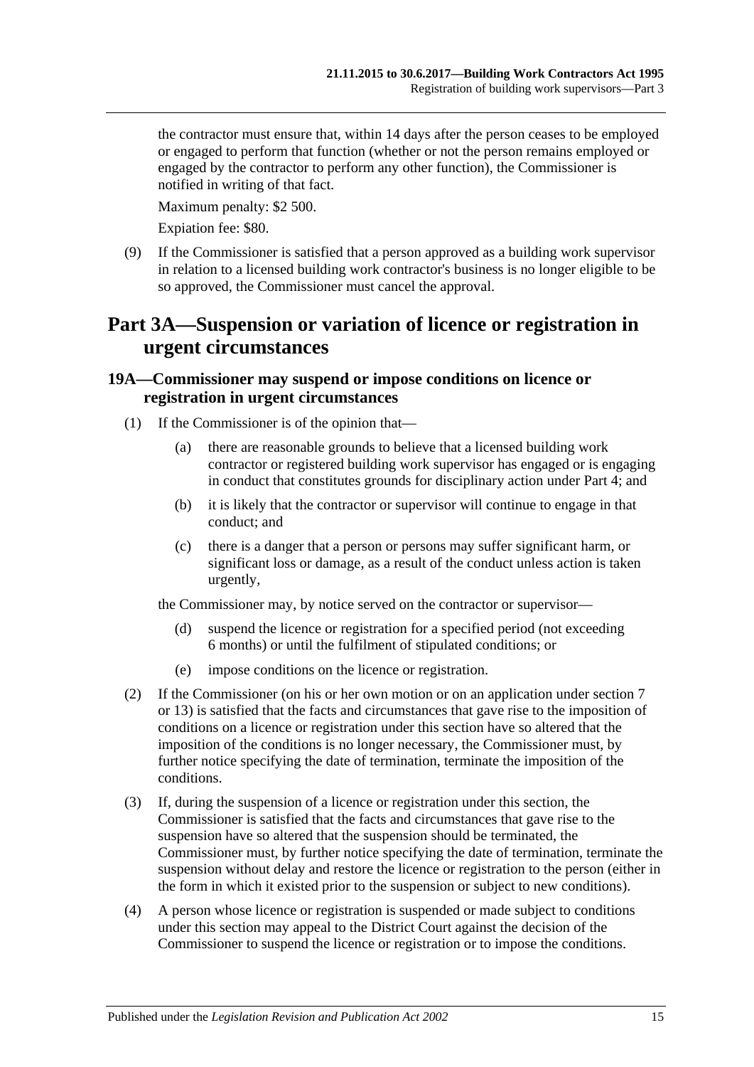the contractor must ensure that, within 14 days after the person ceases to be employed or engaged to perform that function (whether or not the person remains employed or engaged by the contractor to perform any other function), the Commissioner is notified in writing of that fact.

Maximum penalty: $2 500.

Expiation fee: $80.

(9) If the Commissioner is satisfied that a person approved as a building work supervisor in relation to a licensed building work contractor's business is no longer eligible to be so approved, the Commissioner must cancel the approval.

# Part 3A—Suspension or variation of licence or registration in urgent circumstances

## 19A—Commissioner may suspend or impose conditions on licence or registration in urgent circumstances

(1) If the Commissioner is of the opinion that—

(a) there are reasonable grounds to believe that a licensed building work contractor or registered building work supervisor has engaged or is engaging in conduct that constitutes grounds for disciplinary action under Part 4; and

(b) it is likely that the contractor or supervisor will continue to engage in that conduct; and

(c) there is a danger that a person or persons may suffer significant harm, or significant loss or damage, as a result of the conduct unless action is taken urgently,

the Commissioner may, by notice served on the contractor or supervisor—

(d) suspend the licence or registration for a specified period (not exceeding 6 months) or until the fulfilment of stipulated conditions; or

(e) impose conditions on the licence or registration.

(2) If the Commissioner (on his or her own motion or on an application under section 7 or 13) is satisfied that the facts and circumstances that gave rise to the imposition of conditions on a licence or registration under this section have so altered that the imposition of the conditions is no longer necessary, the Commissioner must, by further notice specifying the date of termination, terminate the imposition of the conditions.

(3) If, during the suspension of a licence or registration under this section, the Commissioner is satisfied that the facts and circumstances that gave rise to the suspension have so altered that the suspension should be terminated, the Commissioner must, by further notice specifying the date of termination, terminate the suspension without delay and restore the licence or registration to the person (either in the form in which it existed prior to the suspension or subject to new conditions).

(4) A person whose licence or registration is suspended or made subject to conditions under this section may appeal to the District Court against the decision of the Commissioner to suspend the licence or registration or to impose the conditions.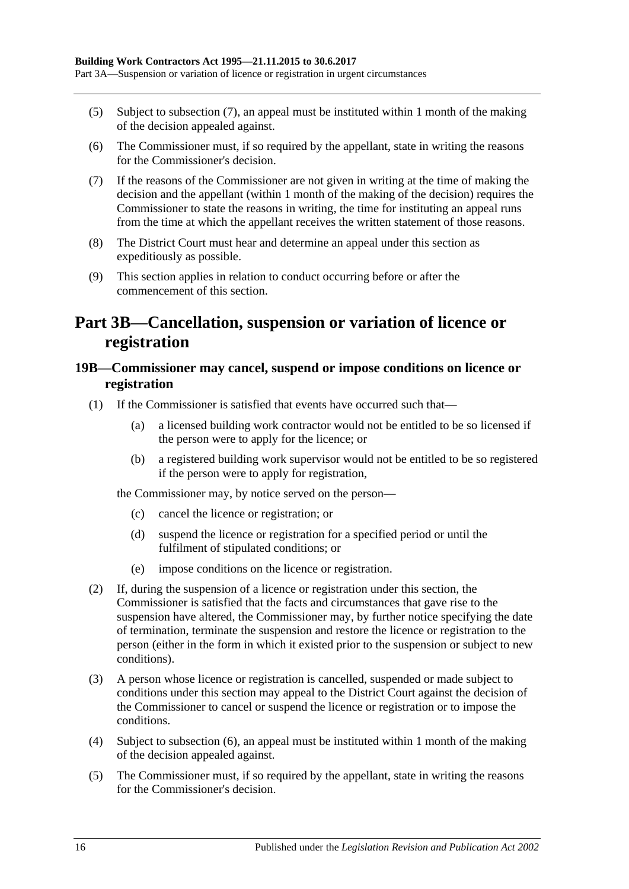(5) Subject to subsection (7), an appeal must be instituted within 1 month of the making of the decision appealed against.

(6) The Commissioner must, if so required by the appellant, state in writing the reasons for the Commissioner's decision.

(7) If the reasons of the Commissioner are not given in writing at the time of making the decision and the appellant (within 1 month of the making of the decision) requires the Commissioner to state the reasons in writing, the time for instituting an appeal runs from the time at which the appellant receives the written statement of those reasons.

(8) The District Court must hear and determine an appeal under this section as expeditiously as possible.

(9) This section applies in relation to conduct occurring before or after the commencement of this section.

# Part 3B—Cancellation, suspension or variation of licence or registration

## 19B—Commissioner may cancel, suspend or impose conditions on licence or registration

(1) If the Commissioner is satisfied that events have occurred such that—

(a) a licensed building work contractor would not be entitled to be so licensed if the person were to apply for the licence; or

(b) a registered building work supervisor would not be entitled to be so registered if the person were to apply for registration,

the Commissioner may, by notice served on the person—

(c) cancel the licence or registration; or

(d) suspend the licence or registration for a specified period or until the fulfilment of stipulated conditions; or

(e) impose conditions on the licence or registration.

(2) If, during the suspension of a licence or registration under this section, the Commissioner is satisfied that the facts and circumstances that gave rise to the suspension have altered, the Commissioner may, by further notice specifying the date of termination, terminate the suspension and restore the licence or registration to the person (either in the form in which it existed prior to the suspension or subject to new conditions).

(3) A person whose licence or registration is cancelled, suspended or made subject to conditions under this section may appeal to the District Court against the decision of the Commissioner to cancel or suspend the licence or registration or to impose the conditions.

(4) Subject to subsection (6), an appeal must be instituted within 1 month of the making of the decision appealed against.

(5) The Commissioner must, if so required by the appellant, state in writing the reasons for the Commissioner's decision.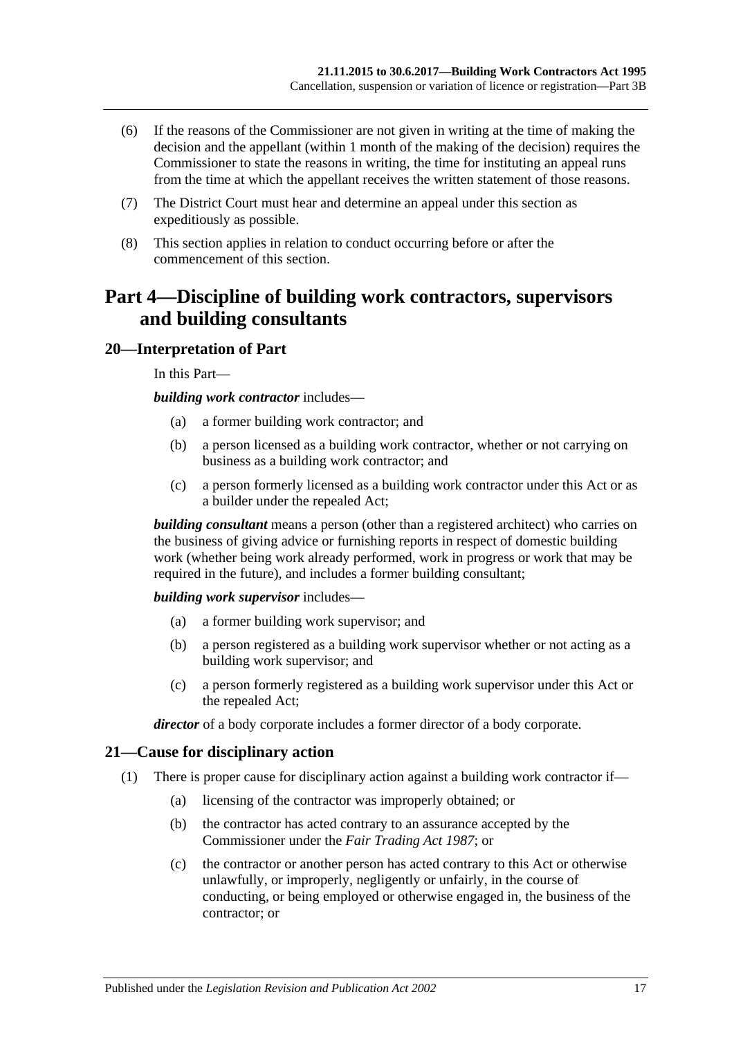(6) If the reasons of the Commissioner are not given in writing at the time of making the decision and the appellant (within 1 month of the making of the decision) requires the Commissioner to state the reasons in writing, the time for instituting an appeal runs from the time at which the appellant receives the written statement of those reasons.

(7) The District Court must hear and determine an appeal under this section as expeditiously as possible.

(8) This section applies in relation to conduct occurring before or after the commencement of this section.

# Part 4—Discipline of building work contractors, supervisors and building consultants

## 20—Interpretation of Part

In this Part—

***building work contractor*** includes—

(a) a former building work contractor; and

(b) a person licensed as a building work contractor, whether or not carrying on business as a building work contractor; and

(c) a person formerly licensed as a building work contractor under this Act or as a builder under the repealed Act;

***building consultant*** means a person (other than a registered architect) who carries on the business of giving advice or furnishing reports in respect of domestic building work (whether being work already performed, work in progress or work that may be required in the future), and includes a former building consultant;

***building work supervisor*** includes—

(a) a former building work supervisor; and

(b) a person registered as a building work supervisor whether or not acting as a building work supervisor; and

(c) a person formerly registered as a building work supervisor under this Act or the repealed Act;

***director*** of a body corporate includes a former director of a body corporate.

## 21—Cause for disciplinary action

(1) There is proper cause for disciplinary action against a building work contractor if—

(a) licensing of the contractor was improperly obtained; or

(b) the contractor has acted contrary to an assurance accepted by the Commissioner under the *Fair Trading Act 1987*; or

(c) the contractor or another person has acted contrary to this Act or otherwise unlawfully, or improperly, negligently or unfairly, in the course of conducting, or being employed or otherwise engaged in, the business of the contractor; or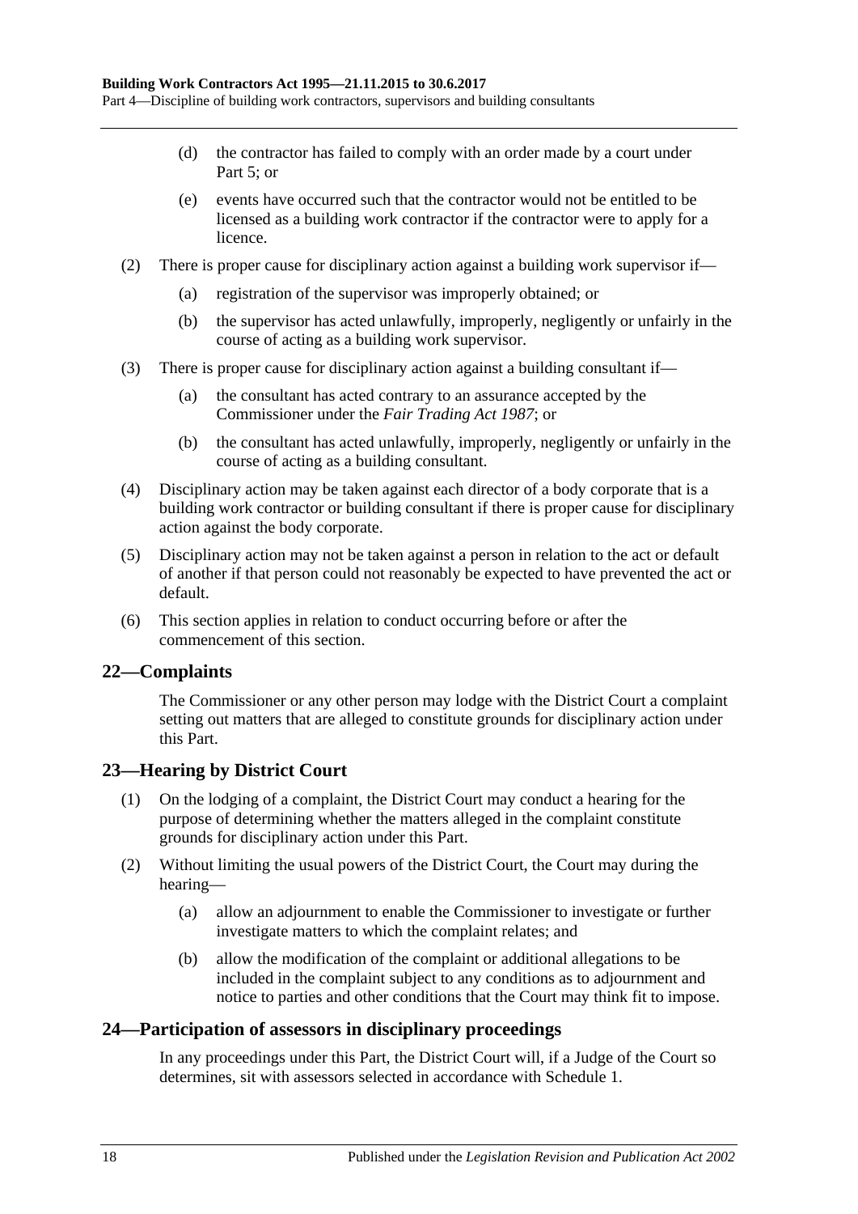(d) the contractor has failed to comply with an order made by a court under Part 5; or

(e) events have occurred such that the contractor would not be entitled to be licensed as a building work contractor if the contractor were to apply for a licence.

(2) There is proper cause for disciplinary action against a building work supervisor if—

(a) registration of the supervisor was improperly obtained; or

(b) the supervisor has acted unlawfully, improperly, negligently or unfairly in the course of acting as a building work supervisor.

(3) There is proper cause for disciplinary action against a building consultant if—

(a) the consultant has acted contrary to an assurance accepted by the Commissioner under the *Fair Trading Act 1987*; or

(b) the consultant has acted unlawfully, improperly, negligently or unfairly in the course of acting as a building consultant.

(4) Disciplinary action may be taken against each director of a body corporate that is a building work contractor or building consultant if there is proper cause for disciplinary action against the body corporate.

(5) Disciplinary action may not be taken against a person in relation to the act or default of another if that person could not reasonably be expected to have prevented the act or default.

(6) This section applies in relation to conduct occurring before or after the commencement of this section.

## 22—Complaints

The Commissioner or any other person may lodge with the District Court a complaint setting out matters that are alleged to constitute grounds for disciplinary action under this Part.

## 23—Hearing by District Court

(1) On the lodging of a complaint, the District Court may conduct a hearing for the purpose of determining whether the matters alleged in the complaint constitute grounds for disciplinary action under this Part.

(2) Without limiting the usual powers of the District Court, the Court may during the hearing—

(a) allow an adjournment to enable the Commissioner to investigate or further investigate matters to which the complaint relates; and

(b) allow the modification of the complaint or additional allegations to be included in the complaint subject to any conditions as to adjournment and notice to parties and other conditions that the Court may think fit to impose.

## 24—Participation of assessors in disciplinary proceedings

In any proceedings under this Part, the District Court will, if a Judge of the Court so determines, sit with assessors selected in accordance with Schedule 1.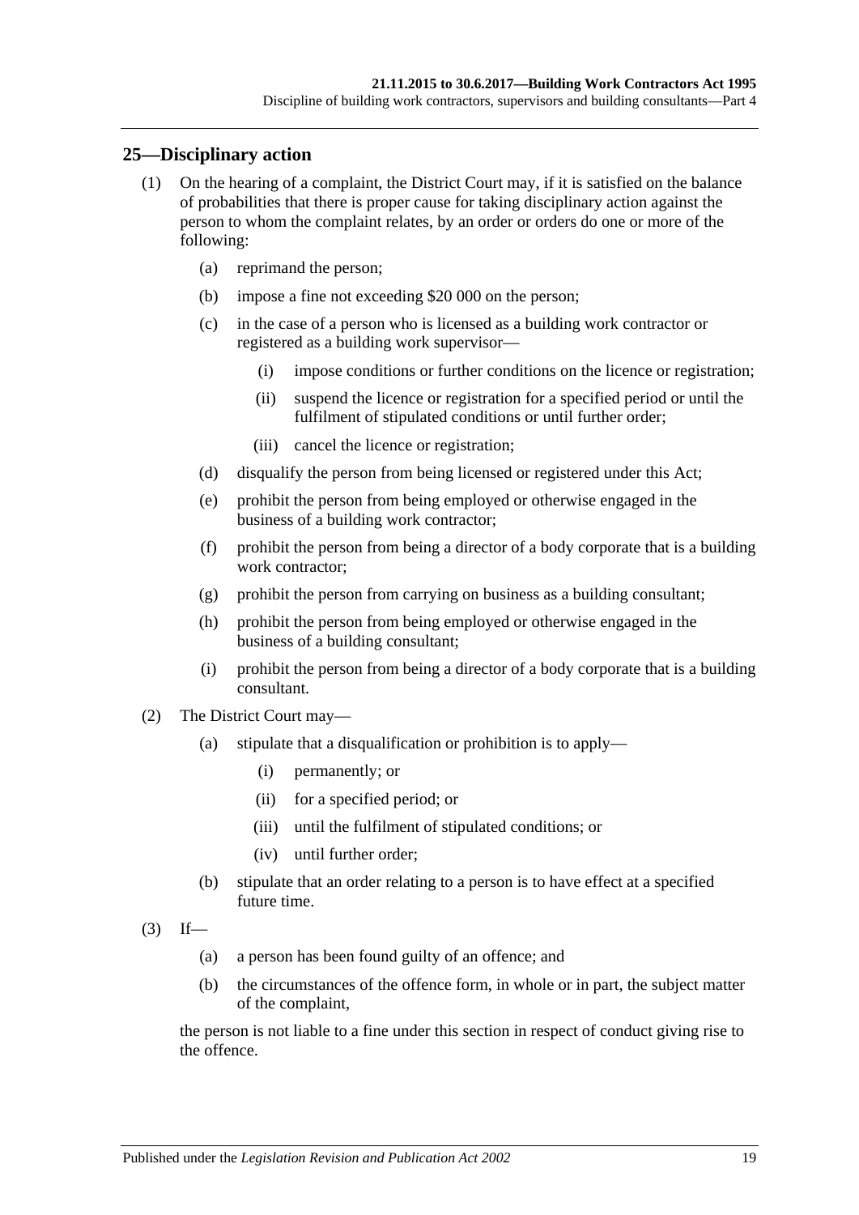## 25—Disciplinary action

(1) On the hearing of a complaint, the District Court may, if it is satisfied on the balance of probabilities that there is proper cause for taking disciplinary action against the person to whom the complaint relates, by an order or orders do one or more of the following:

(a) reprimand the person;

(b) impose a fine not exceeding $20 000 on the person;

(c) in the case of a person who is licensed as a building work contractor or registered as a building work supervisor—

(i) impose conditions or further conditions on the licence or registration;

(ii) suspend the licence or registration for a specified period or until the fulfilment of stipulated conditions or until further order;

(iii) cancel the licence or registration;

(d) disqualify the person from being licensed or registered under this Act;

(e) prohibit the person from being employed or otherwise engaged in the business of a building work contractor;

(f) prohibit the person from being a director of a body corporate that is a building work contractor;

(g) prohibit the person from carrying on business as a building consultant;

(h) prohibit the person from being employed or otherwise engaged in the business of a building consultant;

(i) prohibit the person from being a director of a body corporate that is a building consultant.

(2) The District Court may—

(a) stipulate that a disqualification or prohibition is to apply—

(i) permanently; or

(ii) for a specified period; or

(iii) until the fulfilment of stipulated conditions; or

(iv) until further order;

(b) stipulate that an order relating to a person is to have effect at a specified future time.

(3) If—

(a) a person has been found guilty of an offence; and

(b) the circumstances of the offence form, in whole or in part, the subject matter of the complaint,

the person is not liable to a fine under this section in respect of conduct giving rise to the offence.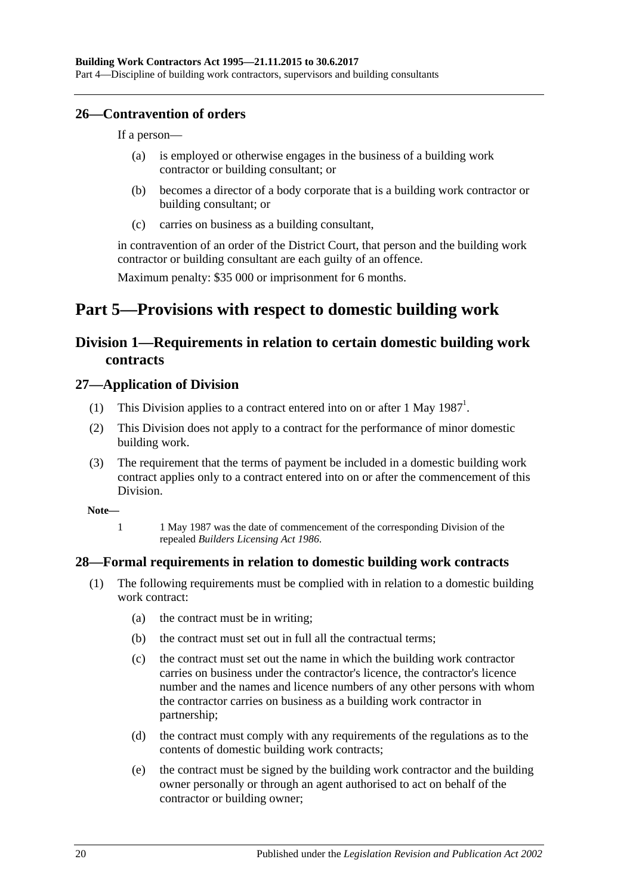## 26—Contravention of orders

If a person—

(a) is employed or otherwise engages in the business of a building work contractor or building consultant; or

(b) becomes a director of a body corporate that is a building work contractor or building consultant; or

(c) carries on business as a building consultant,

in contravention of an order of the District Court, that person and the building work contractor or building consultant are each guilty of an offence.

Maximum penalty: $35 000 or imprisonment for 6 months.

# Part 5—Provisions with respect to domestic building work

## Division 1—Requirements in relation to certain domestic building work contracts

### 27—Application of Division

(1) This Division applies to a contract entered into on or after 1 May 1987[1].

(2) This Division does not apply to a contract for the performance of minor domestic building work.

(3) The requirement that the terms of payment be included in a domestic building work contract applies only to a contract entered into on or after the commencement of this Division.

**Note—**

1 1 May 1987 was the date of commencement of the corresponding Division of the repealed *Builders Licensing Act 1986*.

### 28—Formal requirements in relation to domestic building work contracts

(1) The following requirements must be complied with in relation to a domestic building work contract:

(a) the contract must be in writing;

(b) the contract must set out in full all the contractual terms;

(c) the contract must set out the name in which the building work contractor carries on business under the contractor's licence, the contractor's licence number and the names and licence numbers of any other persons with whom the contractor carries on business as a building work contractor in partnership;

(d) the contract must comply with any requirements of the regulations as to the contents of domestic building work contracts;

(e) the contract must be signed by the building work contractor and the building owner personally or through an agent authorised to act on behalf of the contractor or building owner;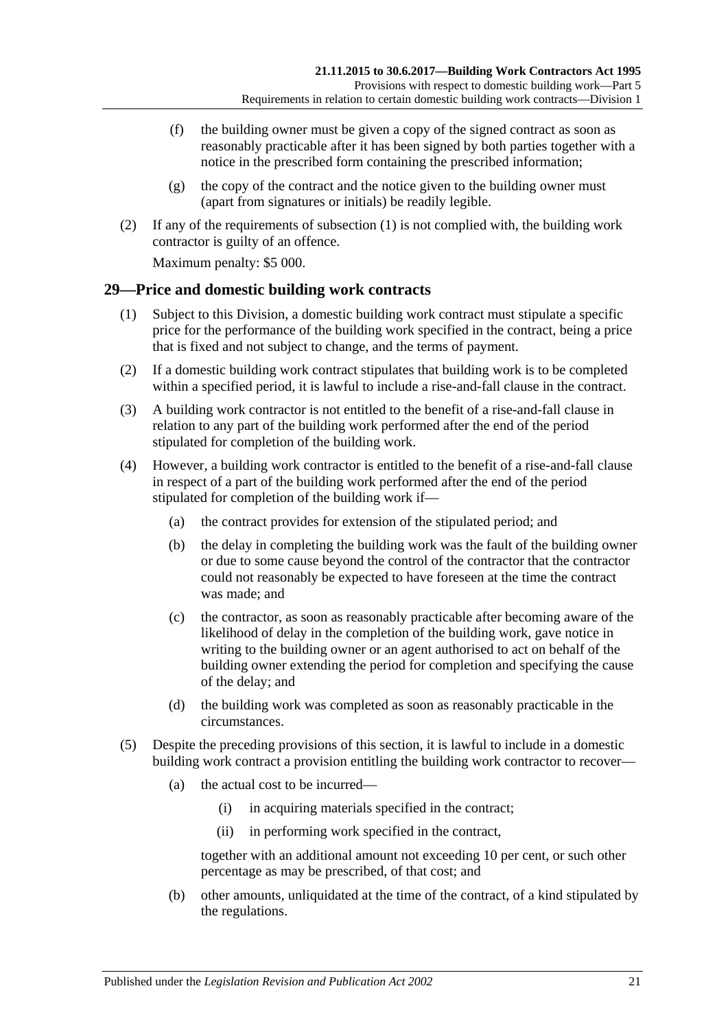(f) the building owner must be given a copy of the signed contract as soon as reasonably practicable after it has been signed by both parties together with a notice in the prescribed form containing the prescribed information;

(g) the copy of the contract and the notice given to the building owner must (apart from signatures or initials) be readily legible.

(2) If any of the requirements of subsection (1) is not complied with, the building work contractor is guilty of an offence.

Maximum penalty: $5 000.

## 29—Price and domestic building work contracts

(1) Subject to this Division, a domestic building work contract must stipulate a specific price for the performance of the building work specified in the contract, being a price that is fixed and not subject to change, and the terms of payment.

(2) If a domestic building work contract stipulates that building work is to be completed within a specified period, it is lawful to include a rise-and-fall clause in the contract.

(3) A building work contractor is not entitled to the benefit of a rise-and-fall clause in relation to any part of the building work performed after the end of the period stipulated for completion of the building work.

(4) However, a building work contractor is entitled to the benefit of a rise-and-fall clause in respect of a part of the building work performed after the end of the period stipulated for completion of the building work if—

(a) the contract provides for extension of the stipulated period; and

(b) the delay in completing the building work was the fault of the building owner or due to some cause beyond the control of the contractor that the contractor could not reasonably be expected to have foreseen at the time the contract was made; and

(c) the contractor, as soon as reasonably practicable after becoming aware of the likelihood of delay in the completion of the building work, gave notice in writing to the building owner or an agent authorised to act on behalf of the building owner extending the period for completion and specifying the cause of the delay; and

(d) the building work was completed as soon as reasonably practicable in the circumstances.

(5) Despite the preceding provisions of this section, it is lawful to include in a domestic building work contract a provision entitling the building work contractor to recover—

(a) the actual cost to be incurred—

(i) in acquiring materials specified in the contract;

(ii) in performing work specified in the contract,

together with an additional amount not exceeding 10 per cent, or such other percentage as may be prescribed, of that cost; and

(b) other amounts, unliquidated at the time of the contract, of a kind stipulated by the regulations.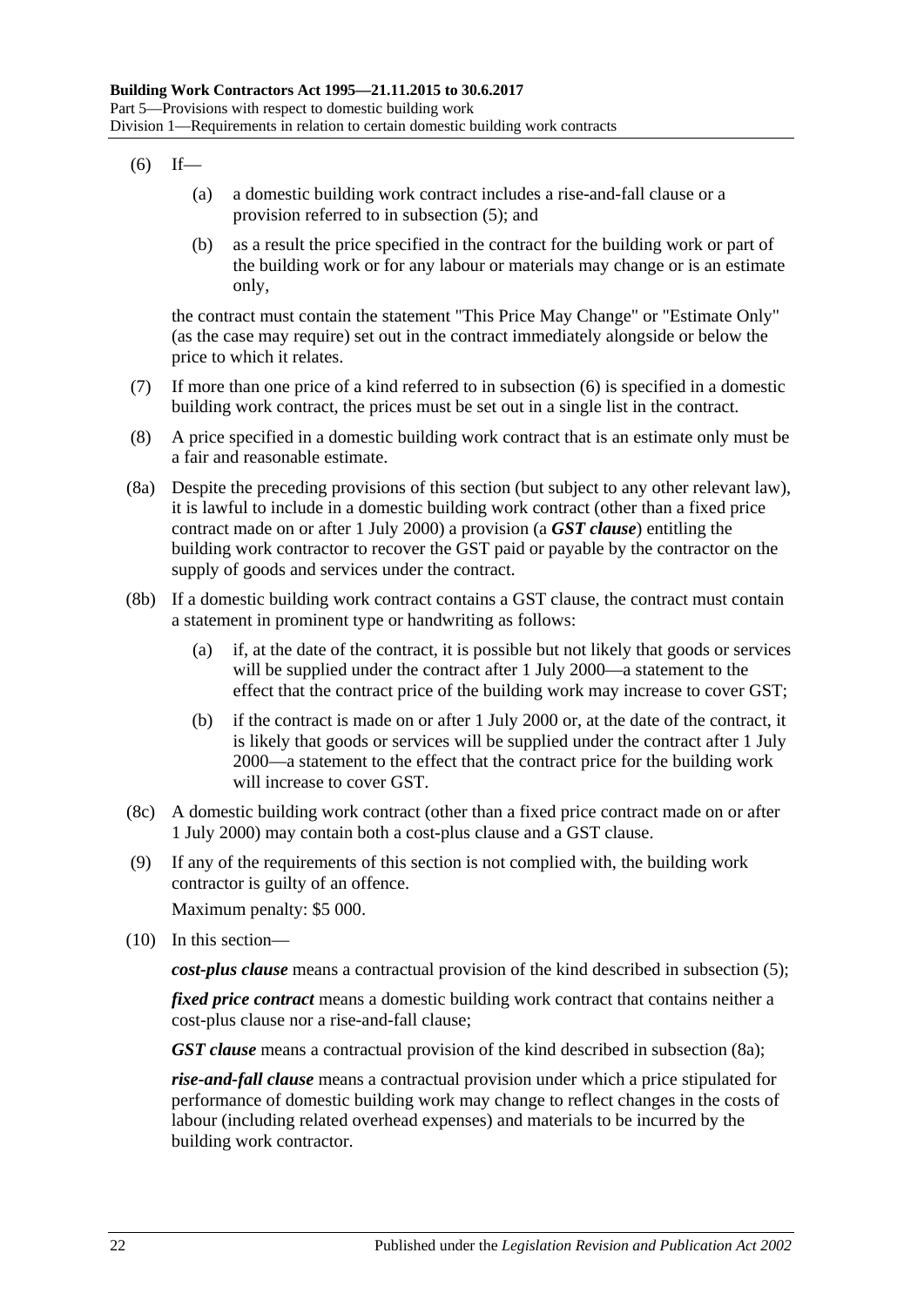(6) If—

(a) a domestic building work contract includes a rise-and-fall clause or a provision referred to in subsection (5); and

(b) as a result the price specified in the contract for the building work or part of the building work or for any labour or materials may change or is an estimate only,

the contract must contain the statement "This Price May Change" or "Estimate Only" (as the case may require) set out in the contract immediately alongside or below the price to which it relates.

(7) If more than one price of a kind referred to in subsection (6) is specified in a domestic building work contract, the prices must be set out in a single list in the contract.

(8) A price specified in a domestic building work contract that is an estimate only must be a fair and reasonable estimate.

(8a) Despite the preceding provisions of this section (but subject to any other relevant law), it is lawful to include in a domestic building work contract (other than a fixed price contract made on or after 1 July 2000) a provision (a ***GST clause***) entitling the building work contractor to recover the GST paid or payable by the contractor on the supply of goods and services under the contract.

(8b) If a domestic building work contract contains a GST clause, the contract must contain a statement in prominent type or handwriting as follows:

(a) if, at the date of the contract, it is possible but not likely that goods or services will be supplied under the contract after 1 July 2000—a statement to the effect that the contract price of the building work may increase to cover GST;

(b) if the contract is made on or after 1 July 2000 or, at the date of the contract, it is likely that goods or services will be supplied under the contract after 1 July 2000—a statement to the effect that the contract price for the building work will increase to cover GST.

(8c) A domestic building work contract (other than a fixed price contract made on or after 1 July 2000) may contain both a cost-plus clause and a GST clause.

(9) If any of the requirements of this section is not complied with, the building work contractor is guilty of an offence.

Maximum penalty: $5 000.

(10) In this section—

***cost-plus clause*** means a contractual provision of the kind described in subsection (5);

***fixed price contract*** means a domestic building work contract that contains neither a cost-plus clause nor a rise-and-fall clause;

***GST clause*** means a contractual provision of the kind described in subsection (8a);

***rise-and-fall clause*** means a contractual provision under which a price stipulated for performance of domestic building work may change to reflect changes in the costs of labour (including related overhead expenses) and materials to be incurred by the building work contractor.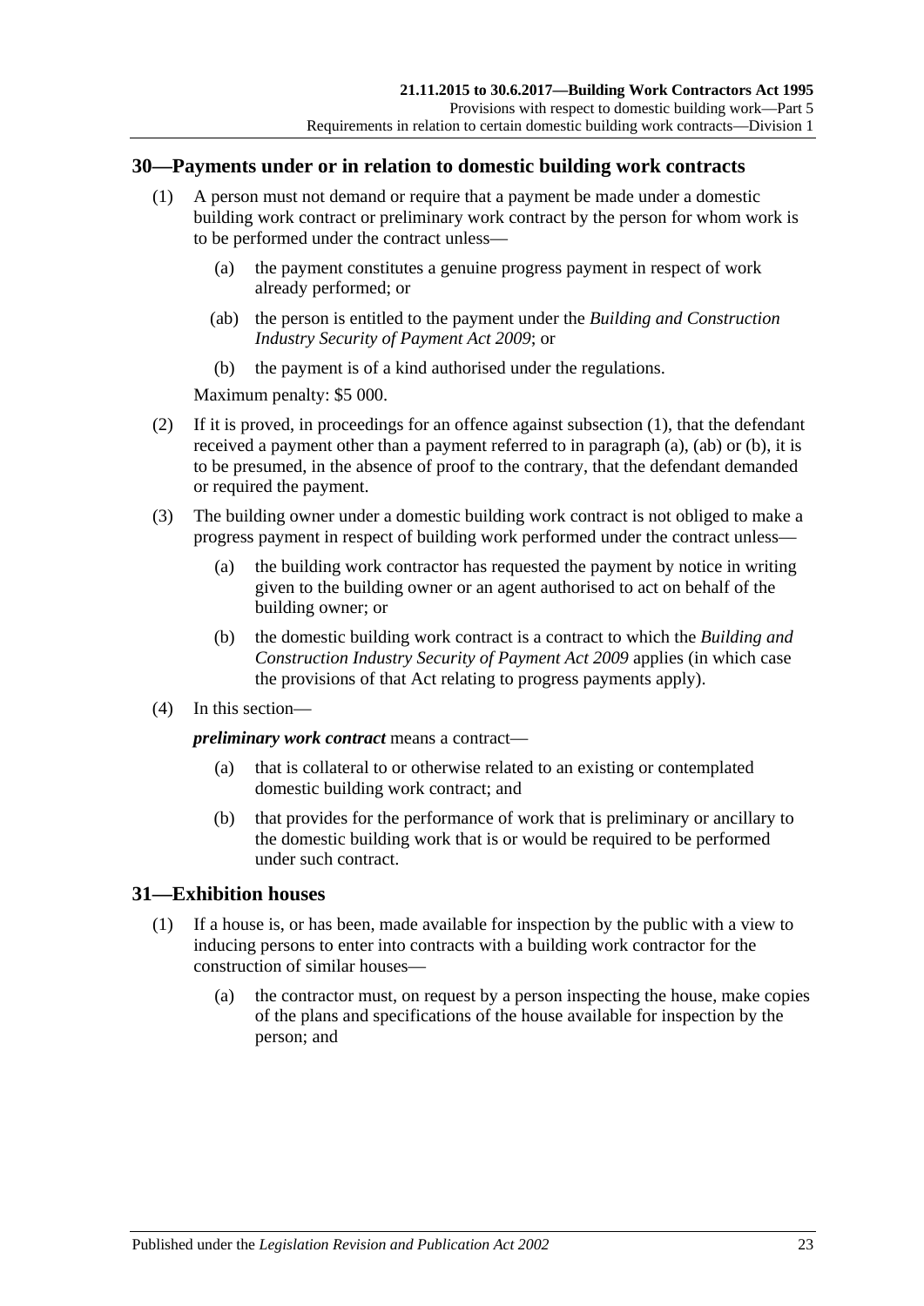## 30—Payments under or in relation to domestic building work contracts

(1) A person must not demand or require that a payment be made under a domestic building work contract or preliminary work contract by the person for whom work is to be performed under the contract unless—

(a) the payment constitutes a genuine progress payment in respect of work already performed; or

(ab) the person is entitled to the payment under the *Building and Construction Industry Security of Payment Act 2009*; or

(b) the payment is of a kind authorised under the regulations.

Maximum penalty: $5 000.

(2) If it is proved, in proceedings for an offence against subsection (1), that the defendant received a payment other than a payment referred to in paragraph (a), (ab) or (b), it is to be presumed, in the absence of proof to the contrary, that the defendant demanded or required the payment.

(3) The building owner under a domestic building work contract is not obliged to make a progress payment in respect of building work performed under the contract unless—

(a) the building work contractor has requested the payment by notice in writing given to the building owner or an agent authorised to act on behalf of the building owner; or

(b) the domestic building work contract is a contract to which the *Building and Construction Industry Security of Payment Act 2009* applies (in which case the provisions of that Act relating to progress payments apply).

(4) In this section—

***preliminary work contract*** means a contract—

(a) that is collateral to or otherwise related to an existing or contemplated domestic building work contract; and

(b) that provides for the performance of work that is preliminary or ancillary to the domestic building work that is or would be required to be performed under such contract.

## 31—Exhibition houses

(1) If a house is, or has been, made available for inspection by the public with a view to inducing persons to enter into contracts with a building work contractor for the construction of similar houses—

(a) the contractor must, on request by a person inspecting the house, make copies of the plans and specifications of the house available for inspection by the person; and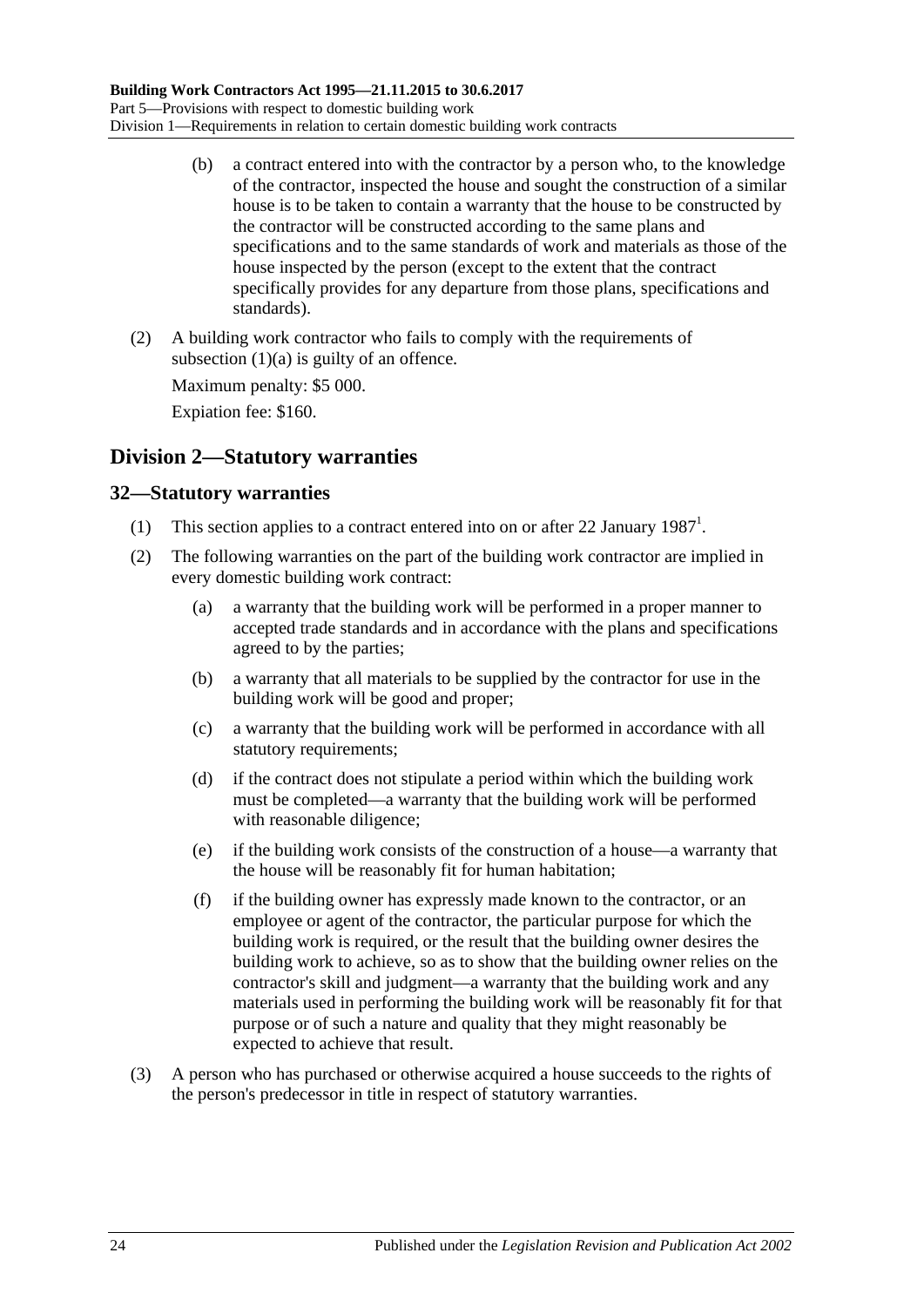(b) a contract entered into with the contractor by a person who, to the knowledge of the contractor, inspected the house and sought the construction of a similar house is to be taken to contain a warranty that the house to be constructed by the contractor will be constructed according to the same plans and specifications and to the same standards of work and materials as those of the house inspected by the person (except to the extent that the contract specifically provides for any departure from those plans, specifications and standards).

(2) A building work contractor who fails to comply with the requirements of subsection (1)(a) is guilty of an offence.

Maximum penalty: $5 000.

Expiation fee: $160.

## Division 2—Statutory warranties

### 32—Statutory warranties

(1) This section applies to a contract entered into on or after 22 January 1987[1].

(2) The following warranties on the part of the building work contractor are implied in every domestic building work contract:

(a) a warranty that the building work will be performed in a proper manner to accepted trade standards and in accordance with the plans and specifications agreed to by the parties;

(b) a warranty that all materials to be supplied by the contractor for use in the building work will be good and proper;

(c) a warranty that the building work will be performed in accordance with all statutory requirements;

(d) if the contract does not stipulate a period within which the building work must be completed—a warranty that the building work will be performed with reasonable diligence;

(e) if the building work consists of the construction of a house—a warranty that the house will be reasonably fit for human habitation;

(f) if the building owner has expressly made known to the contractor, or an employee or agent of the contractor, the particular purpose for which the building work is required, or the result that the building owner desires the building work to achieve, so as to show that the building owner relies on the contractor's skill and judgment—a warranty that the building work and any materials used in performing the building work will be reasonably fit for that purpose or of such a nature and quality that they might reasonably be expected to achieve that result.

(3) A person who has purchased or otherwise acquired a house succeeds to the rights of the person's predecessor in title in respect of statutory warranties.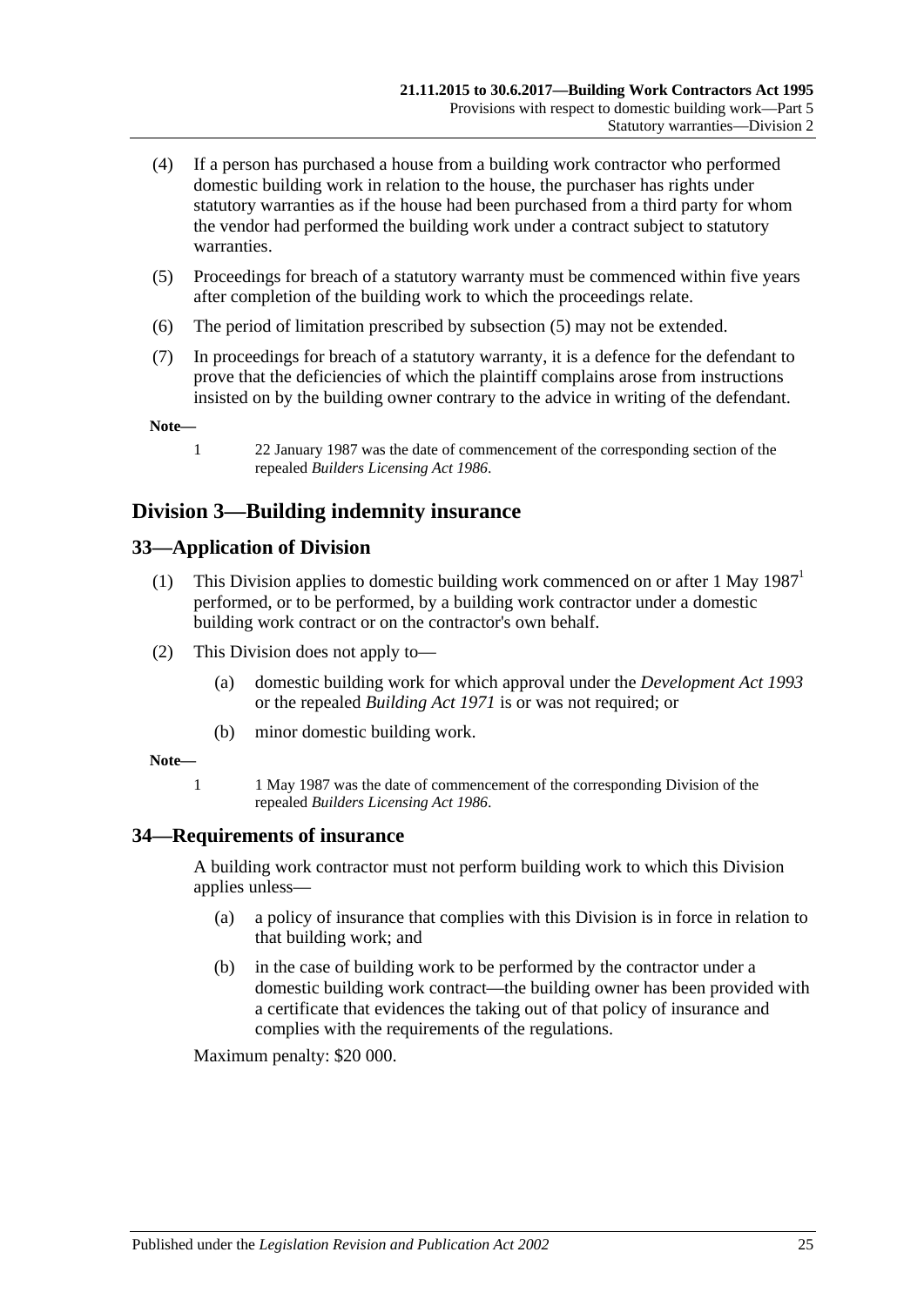(4) If a person has purchased a house from a building work contractor who performed domestic building work in relation to the house, the purchaser has rights under statutory warranties as if the house had been purchased from a third party for whom the vendor had performed the building work under a contract subject to statutory warranties.

(5) Proceedings for breach of a statutory warranty must be commenced within five years after completion of the building work to which the proceedings relate.

(6) The period of limitation prescribed by subsection (5) may not be extended.

(7) In proceedings for breach of a statutory warranty, it is a defence for the defendant to prove that the deficiencies of which the plaintiff complains arose from instructions insisted on by the building owner contrary to the advice in writing of the defendant.

**Note—**

1 22 January 1987 was the date of commencement of the corresponding section of the repealed *Builders Licensing Act 1986*.

## Division 3—Building indemnity insurance

### 33—Application of Division

(1) This Division applies to domestic building work commenced on or after 1 May 1987[1] performed, or to be performed, by a building work contractor under a domestic building work contract or on the contractor's own behalf.

(2) This Division does not apply to—

(a) domestic building work for which approval under the *Development Act 1993* or the repealed *Building Act 1971* is or was not required; or

(b) minor domestic building work.

**Note—**

1 1 May 1987 was the date of commencement of the corresponding Division of the repealed *Builders Licensing Act 1986*.

### 34—Requirements of insurance

A building work contractor must not perform building work to which this Division applies unless—

(a) a policy of insurance that complies with this Division is in force in relation to that building work; and

(b) in the case of building work to be performed by the contractor under a domestic building work contract—the building owner has been provided with a certificate that evidences the taking out of that policy of insurance and complies with the requirements of the regulations.

Maximum penalty: $20 000.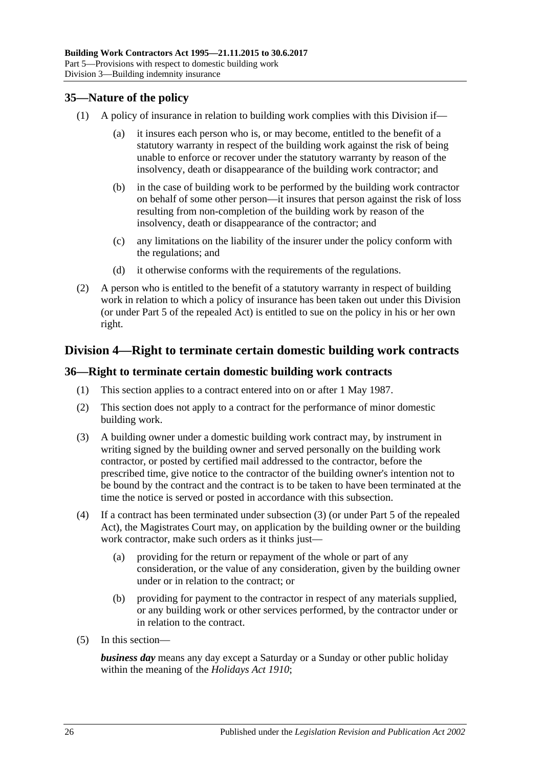## 35—Nature of the policy

(1) A policy of insurance in relation to building work complies with this Division if—

(a) it insures each person who is, or may become, entitled to the benefit of a statutory warranty in respect of the building work against the risk of being unable to enforce or recover under the statutory warranty by reason of the insolvency, death or disappearance of the building work contractor; and

(b) in the case of building work to be performed by the building work contractor on behalf of some other person—it insures that person against the risk of loss resulting from non-completion of the building work by reason of the insolvency, death or disappearance of the contractor; and

(c) any limitations on the liability of the insurer under the policy conform with the regulations; and

(d) it otherwise conforms with the requirements of the regulations.

(2) A person who is entitled to the benefit of a statutory warranty in respect of building work in relation to which a policy of insurance has been taken out under this Division (or under Part 5 of the repealed Act) is entitled to sue on the policy in his or her own right.

# Division 4—Right to terminate certain domestic building work contracts

## 36—Right to terminate certain domestic building work contracts

(1) This section applies to a contract entered into on or after 1 May 1987.

(2) This section does not apply to a contract for the performance of minor domestic building work.

(3) A building owner under a domestic building work contract may, by instrument in writing signed by the building owner and served personally on the building work contractor, or posted by certified mail addressed to the contractor, before the prescribed time, give notice to the contractor of the building owner's intention not to be bound by the contract and the contract is to be taken to have been terminated at the time the notice is served or posted in accordance with this subsection.

(4) If a contract has been terminated under subsection (3) (or under Part 5 of the repealed Act), the Magistrates Court may, on application by the building owner or the building work contractor, make such orders as it thinks just—

(a) providing for the return or repayment of the whole or part of any consideration, or the value of any consideration, given by the building owner under or in relation to the contract; or

(b) providing for payment to the contractor in respect of any materials supplied, or any building work or other services performed, by the contractor under or in relation to the contract.

(5) In this section—

***business day*** means any day except a Saturday or a Sunday or other public holiday within the meaning of the *Holidays Act 1910*;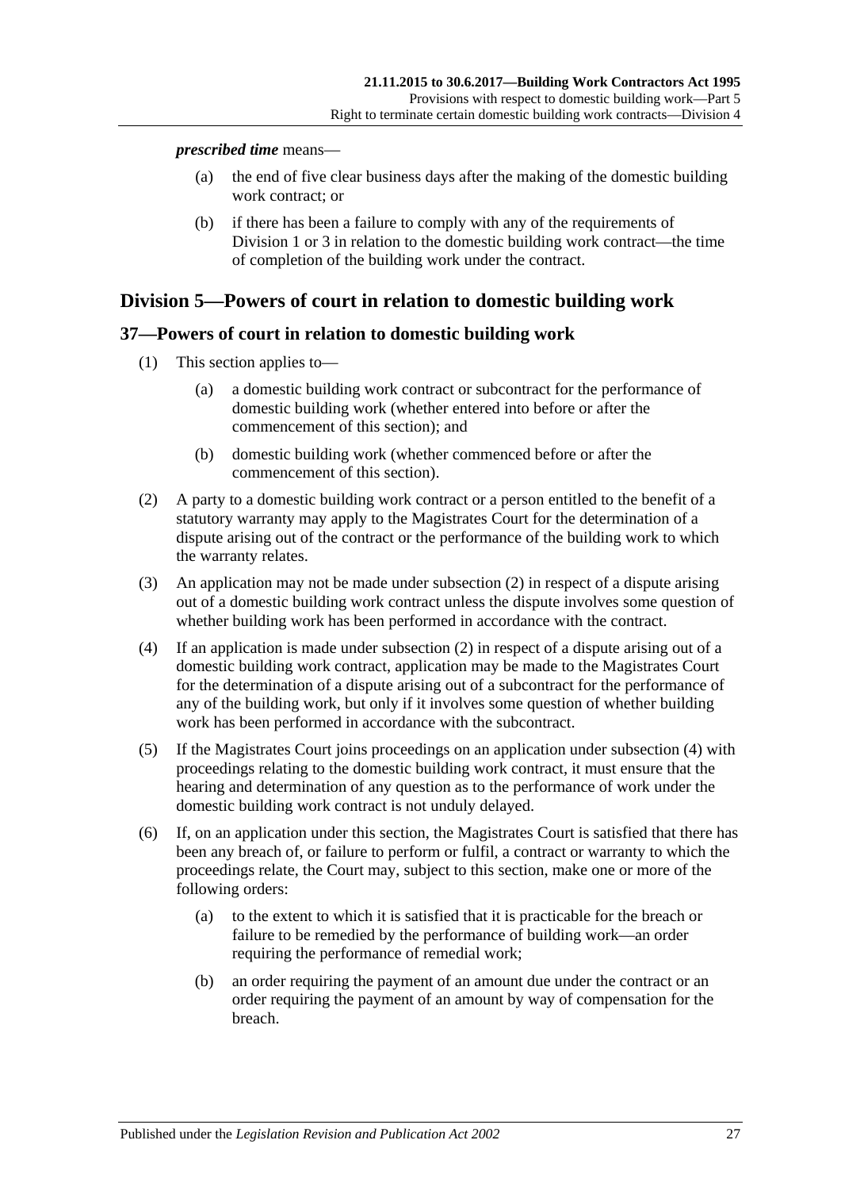***prescribed time*** means—

(a) the end of five clear business days after the making of the domestic building work contract; or

(b) if there has been a failure to comply with any of the requirements of Division 1 or 3 in relation to the domestic building work contract—the time of completion of the building work under the contract.

## Division 5—Powers of court in relation to domestic building work

### 37—Powers of court in relation to domestic building work

(1) This section applies to—

(a) a domestic building work contract or subcontract for the performance of domestic building work (whether entered into before or after the commencement of this section); and

(b) domestic building work (whether commenced before or after the commencement of this section).

(2) A party to a domestic building work contract or a person entitled to the benefit of a statutory warranty may apply to the Magistrates Court for the determination of a dispute arising out of the contract or the performance of the building work to which the warranty relates.

(3) An application may not be made under subsection (2) in respect of a dispute arising out of a domestic building work contract unless the dispute involves some question of whether building work has been performed in accordance with the contract.

(4) If an application is made under subsection (2) in respect of a dispute arising out of a domestic building work contract, application may be made to the Magistrates Court for the determination of a dispute arising out of a subcontract for the performance of any of the building work, but only if it involves some question of whether building work has been performed in accordance with the subcontract.

(5) If the Magistrates Court joins proceedings on an application under subsection (4) with proceedings relating to the domestic building work contract, it must ensure that the hearing and determination of any question as to the performance of work under the domestic building work contract is not unduly delayed.

(6) If, on an application under this section, the Magistrates Court is satisfied that there has been any breach of, or failure to perform or fulfil, a contract or warranty to which the proceedings relate, the Court may, subject to this section, make one or more of the following orders:

(a) to the extent to which it is satisfied that it is practicable for the breach or failure to be remedied by the performance of building work—an order requiring the performance of remedial work;

(b) an order requiring the payment of an amount due under the contract or an order requiring the payment of an amount by way of compensation for the breach.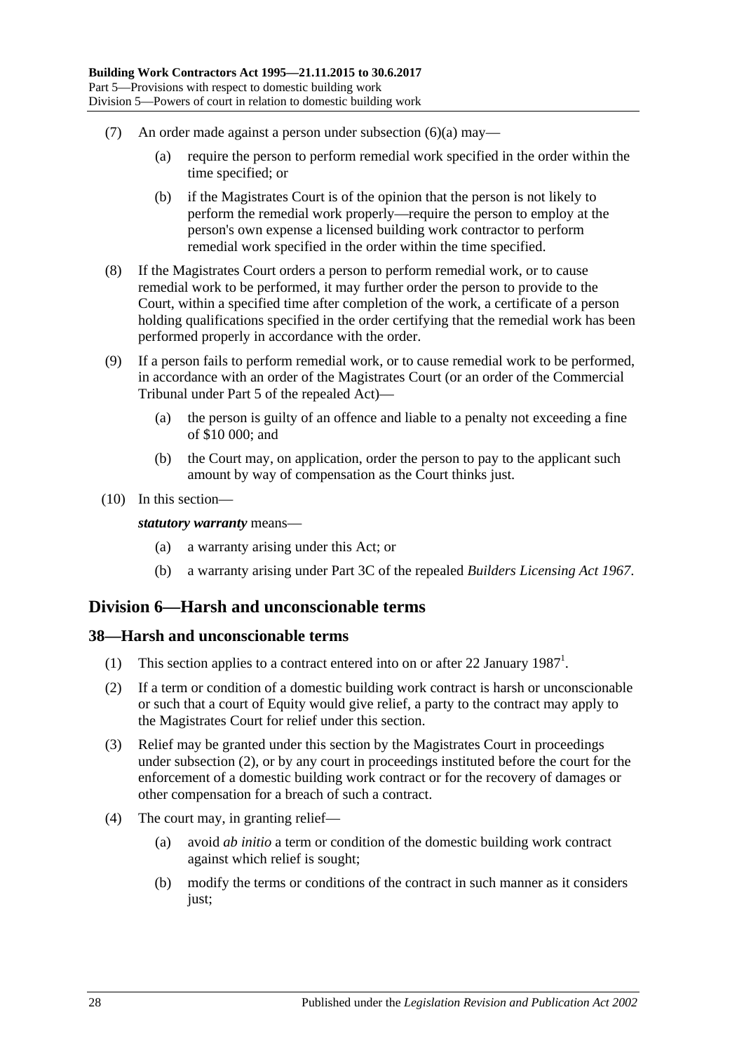(7) An order made against a person under subsection (6)(a) may—

(a) require the person to perform remedial work specified in the order within the time specified; or

(b) if the Magistrates Court is of the opinion that the person is not likely to perform the remedial work properly—require the person to employ at the person's own expense a licensed building work contractor to perform remedial work specified in the order within the time specified.

(8) If the Magistrates Court orders a person to perform remedial work, or to cause remedial work to be performed, it may further order the person to provide to the Court, within a specified time after completion of the work, a certificate of a person holding qualifications specified in the order certifying that the remedial work has been performed properly in accordance with the order.

(9) If a person fails to perform remedial work, or to cause remedial work to be performed, in accordance with an order of the Magistrates Court (or an order of the Commercial Tribunal under Part 5 of the repealed Act)—

(a) the person is guilty of an offence and liable to a penalty not exceeding a fine of $10 000; and

(b) the Court may, on application, order the person to pay to the applicant such amount by way of compensation as the Court thinks just.

(10) In this section—

***statutory warranty*** means—

(a) a warranty arising under this Act; or

(b) a warranty arising under Part 3C of the repealed *Builders Licensing Act 1967*.

## Division 6—Harsh and unconscionable terms

### 38—Harsh and unconscionable terms

(1) This section applies to a contract entered into on or after 22 January 1987[1].

(2) If a term or condition of a domestic building work contract is harsh or unconscionable or such that a court of Equity would give relief, a party to the contract may apply to the Magistrates Court for relief under this section.

(3) Relief may be granted under this section by the Magistrates Court in proceedings under subsection (2), or by any court in proceedings instituted before the court for the enforcement of a domestic building work contract or for the recovery of damages or other compensation for a breach of such a contract.

(4) The court may, in granting relief—

(a) avoid *ab initio* a term or condition of the domestic building work contract against which relief is sought;

(b) modify the terms or conditions of the contract in such manner as it considers just;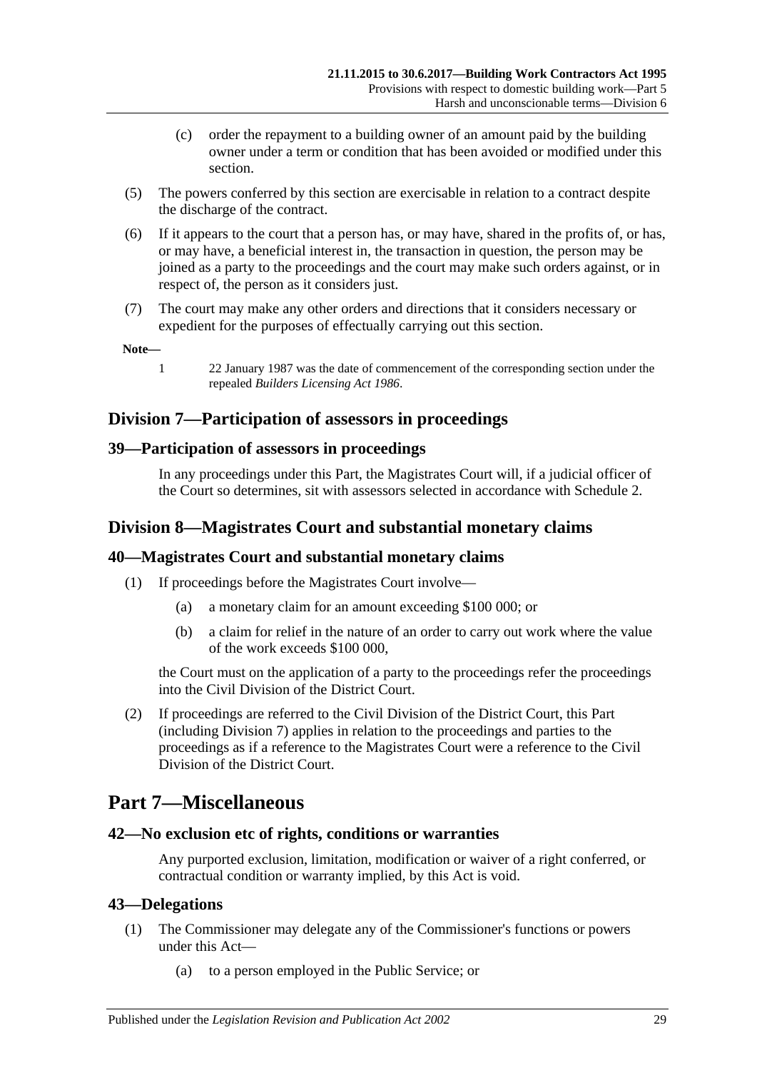(c) order the repayment to a building owner of an amount paid by the building owner under a term or condition that has been avoided or modified under this section.

(5) The powers conferred by this section are exercisable in relation to a contract despite the discharge of the contract.

(6) If it appears to the court that a person has, or may have, shared in the profits of, or has, or may have, a beneficial interest in, the transaction in question, the person may be joined as a party to the proceedings and the court may make such orders against, or in respect of, the person as it considers just.

(7) The court may make any other orders and directions that it considers necessary or expedient for the purposes of effectually carrying out this section.

**Note—**

1 22 January 1987 was the date of commencement of the corresponding section under the repealed *Builders Licensing Act 1986*.

## Division 7—Participation of assessors in proceedings

### 39—Participation of assessors in proceedings

In any proceedings under this Part, the Magistrates Court will, if a judicial officer of the Court so determines, sit with assessors selected in accordance with Schedule 2.

## Division 8—Magistrates Court and substantial monetary claims

### 40—Magistrates Court and substantial monetary claims

(1) If proceedings before the Magistrates Court involve—

(a) a monetary claim for an amount exceeding $100 000; or

(b) a claim for relief in the nature of an order to carry out work where the value of the work exceeds $100 000,

the Court must on the application of a party to the proceedings refer the proceedings into the Civil Division of the District Court.

(2) If proceedings are referred to the Civil Division of the District Court, this Part (including Division 7) applies in relation to the proceedings and parties to the proceedings as if a reference to the Magistrates Court were a reference to the Civil Division of the District Court.

# Part 7—Miscellaneous

### 42—No exclusion etc of rights, conditions or warranties

Any purported exclusion, limitation, modification or waiver of a right conferred, or contractual condition or warranty implied, by this Act is void.

### 43—Delegations

(1) The Commissioner may delegate any of the Commissioner's functions or powers under this Act—

(a) to a person employed in the Public Service; or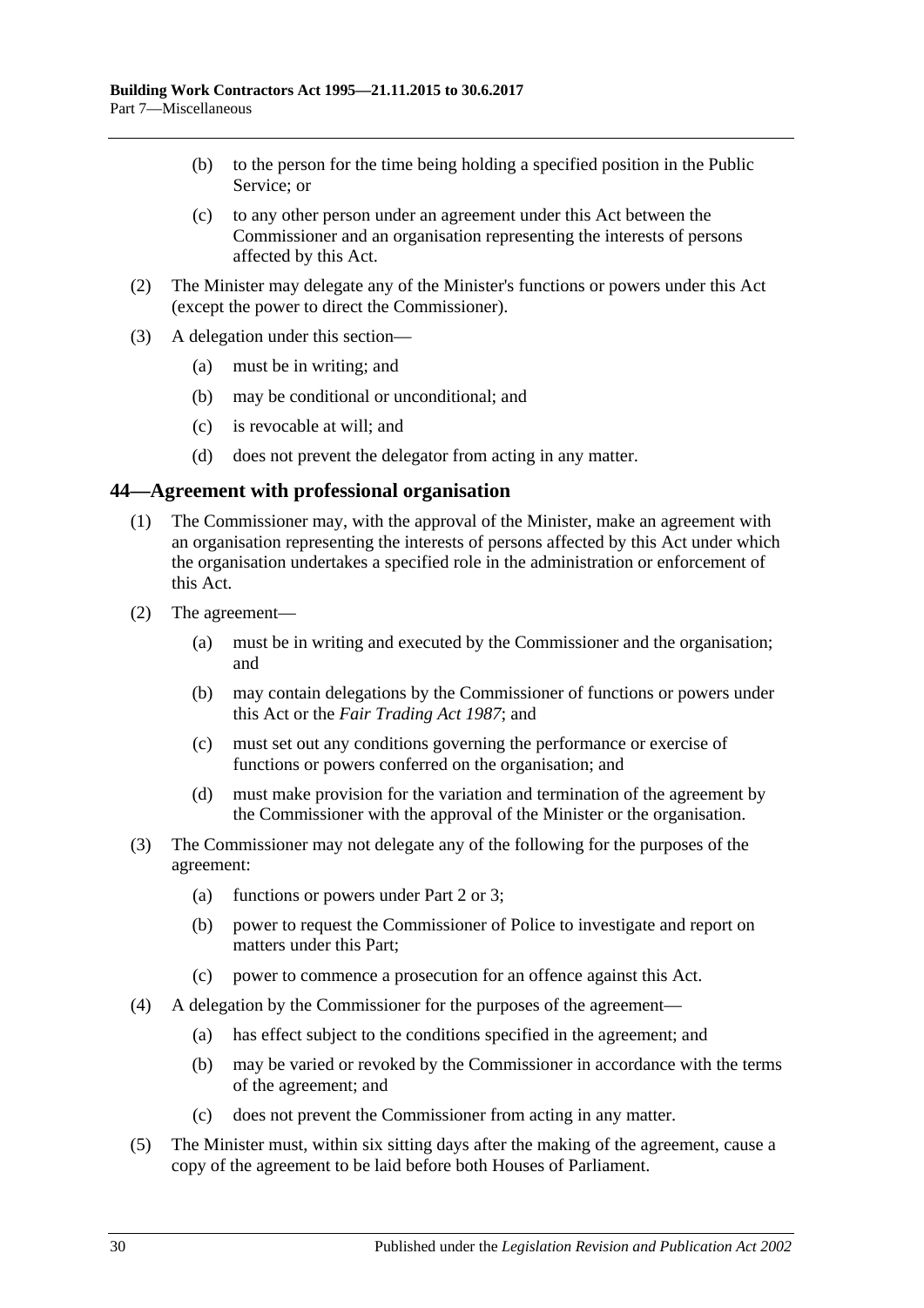(b) to the person for the time being holding a specified position in the Public Service; or

(c) to any other person under an agreement under this Act between the Commissioner and an organisation representing the interests of persons affected by this Act.

(2) The Minister may delegate any of the Minister's functions or powers under this Act (except the power to direct the Commissioner).

(3) A delegation under this section—

(a) must be in writing; and

(b) may be conditional or unconditional; and

(c) is revocable at will; and

(d) does not prevent the delegator from acting in any matter.

## 44—Agreement with professional organisation

(1) The Commissioner may, with the approval of the Minister, make an agreement with an organisation representing the interests of persons affected by this Act under which the organisation undertakes a specified role in the administration or enforcement of this Act.

(2) The agreement—

(a) must be in writing and executed by the Commissioner and the organisation; and

(b) may contain delegations by the Commissioner of functions or powers under this Act or the *Fair Trading Act 1987*; and

(c) must set out any conditions governing the performance or exercise of functions or powers conferred on the organisation; and

(d) must make provision for the variation and termination of the agreement by the Commissioner with the approval of the Minister or the organisation.

(3) The Commissioner may not delegate any of the following for the purposes of the agreement:

(a) functions or powers under Part 2 or 3;

(b) power to request the Commissioner of Police to investigate and report on matters under this Part;

(c) power to commence a prosecution for an offence against this Act.

(4) A delegation by the Commissioner for the purposes of the agreement—

(a) has effect subject to the conditions specified in the agreement; and

(b) may be varied or revoked by the Commissioner in accordance with the terms of the agreement; and

(c) does not prevent the Commissioner from acting in any matter.

(5) The Minister must, within six sitting days after the making of the agreement, cause a copy of the agreement to be laid before both Houses of Parliament.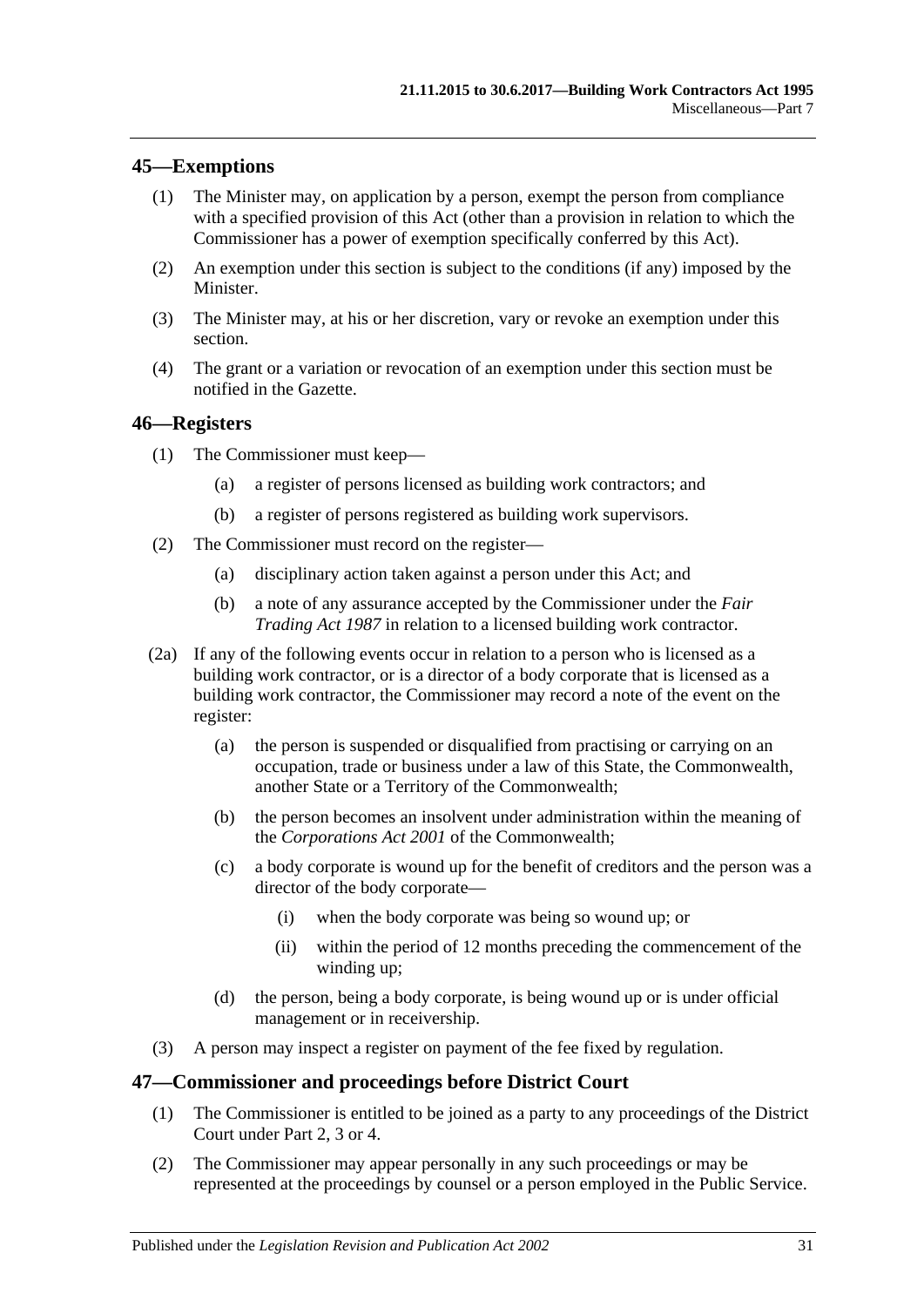## 45—Exemptions

(1) The Minister may, on application by a person, exempt the person from compliance with a specified provision of this Act (other than a provision in relation to which the Commissioner has a power of exemption specifically conferred by this Act).

(2) An exemption under this section is subject to the conditions (if any) imposed by the Minister.

(3) The Minister may, at his or her discretion, vary or revoke an exemption under this section.

(4) The grant or a variation or revocation of an exemption under this section must be notified in the Gazette.

## 46—Registers

(1) The Commissioner must keep—

(a) a register of persons licensed as building work contractors; and

(b) a register of persons registered as building work supervisors.

(2) The Commissioner must record on the register—

(a) disciplinary action taken against a person under this Act; and

(b) a note of any assurance accepted by the Commissioner under the *Fair Trading Act 1987* in relation to a licensed building work contractor.

(2a) If any of the following events occur in relation to a person who is licensed as a building work contractor, or is a director of a body corporate that is licensed as a building work contractor, the Commissioner may record a note of the event on the register:

(a) the person is suspended or disqualified from practising or carrying on an occupation, trade or business under a law of this State, the Commonwealth, another State or a Territory of the Commonwealth;

(b) the person becomes an insolvent under administration within the meaning of the *Corporations Act 2001* of the Commonwealth;

(c) a body corporate is wound up for the benefit of creditors and the person was a director of the body corporate—

(i) when the body corporate was being so wound up; or

(ii) within the period of 12 months preceding the commencement of the winding up;

(d) the person, being a body corporate, is being wound up or is under official management or in receivership.

(3) A person may inspect a register on payment of the fee fixed by regulation.

## 47—Commissioner and proceedings before District Court

(1) The Commissioner is entitled to be joined as a party to any proceedings of the District Court under Part 2, 3 or 4.

(2) The Commissioner may appear personally in any such proceedings or may be represented at the proceedings by counsel or a person employed in the Public Service.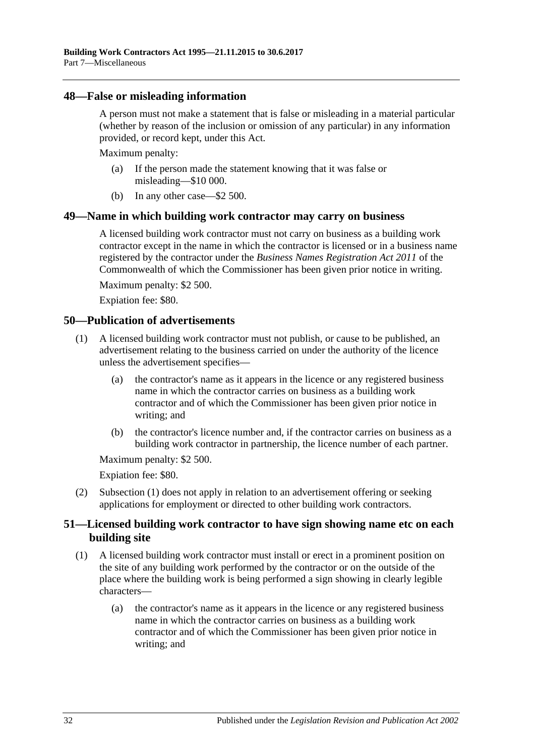## 48—False or misleading information

A person must not make a statement that is false or misleading in a material particular (whether by reason of the inclusion or omission of any particular) in any information provided, or record kept, under this Act.

Maximum penalty:

(a) If the person made the statement knowing that it was false or misleading—$10 000.

(b) In any other case—$2 500.

## 49—Name in which building work contractor may carry on business

A licensed building work contractor must not carry on business as a building work contractor except in the name in which the contractor is licensed or in a business name registered by the contractor under the *Business Names Registration Act 2011* of the Commonwealth of which the Commissioner has been given prior notice in writing.

Maximum penalty: $2 500.

Expiation fee: $80.

## 50—Publication of advertisements

(1) A licensed building work contractor must not publish, or cause to be published, an advertisement relating to the business carried on under the authority of the licence unless the advertisement specifies—

(a) the contractor's name as it appears in the licence or any registered business name in which the contractor carries on business as a building work contractor and of which the Commissioner has been given prior notice in writing; and

(b) the contractor's licence number and, if the contractor carries on business as a building work contractor in partnership, the licence number of each partner.

Maximum penalty: $2 500.

Expiation fee: $80.

(2) Subsection (1) does not apply in relation to an advertisement offering or seeking applications for employment or directed to other building work contractors.

## 51—Licensed building work contractor to have sign showing name etc on each building site

(1) A licensed building work contractor must install or erect in a prominent position on the site of any building work performed by the contractor or on the outside of the place where the building work is being performed a sign showing in clearly legible characters—

(a) the contractor's name as it appears in the licence or any registered business name in which the contractor carries on business as a building work contractor and of which the Commissioner has been given prior notice in writing; and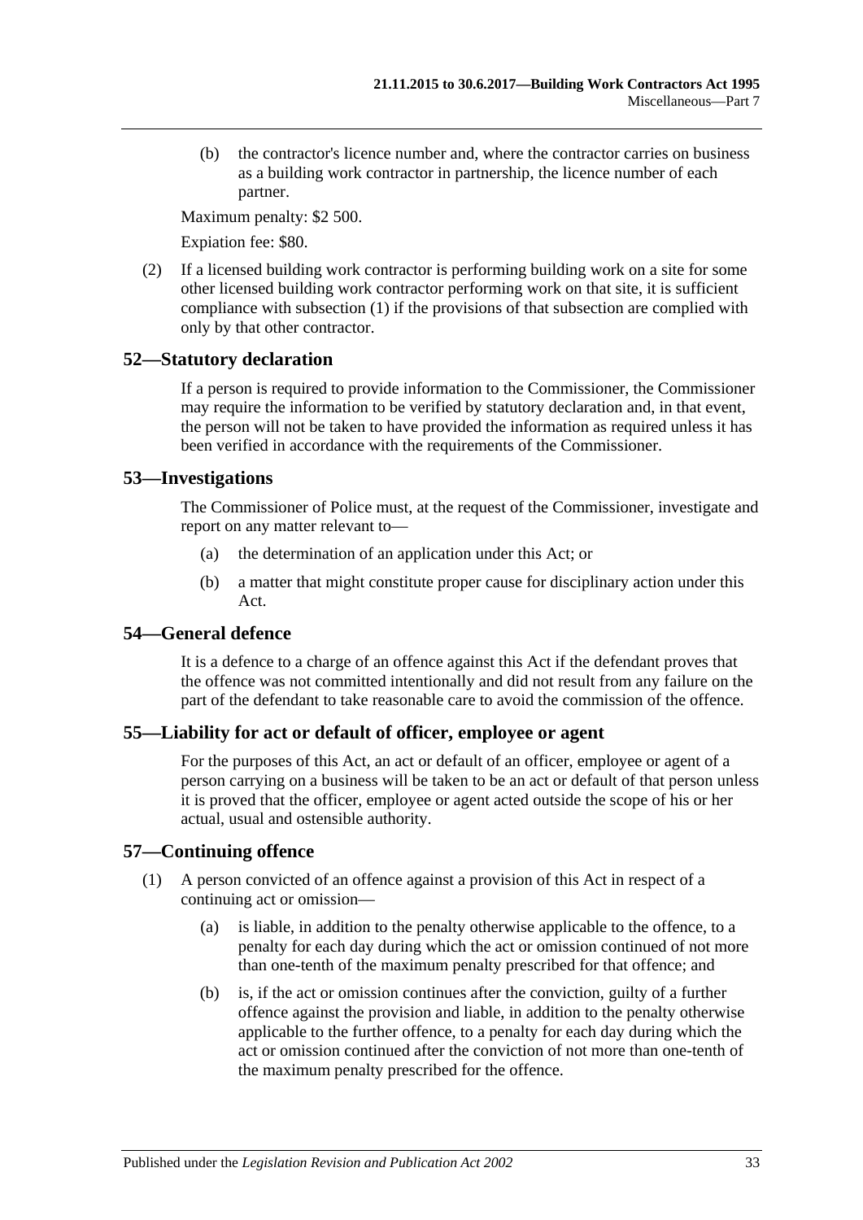(b) the contractor's licence number and, where the contractor carries on business as a building work contractor in partnership, the licence number of each partner.

Maximum penalty: $2 500.

Expiation fee: $80.

(2) If a licensed building work contractor is performing building work on a site for some other licensed building work contractor performing work on that site, it is sufficient compliance with subsection (1) if the provisions of that subsection are complied with only by that other contractor.

## 52—Statutory declaration

If a person is required to provide information to the Commissioner, the Commissioner may require the information to be verified by statutory declaration and, in that event, the person will not be taken to have provided the information as required unless it has been verified in accordance with the requirements of the Commissioner.

## 53—Investigations

The Commissioner of Police must, at the request of the Commissioner, investigate and report on any matter relevant to—

(a) the determination of an application under this Act; or

(b) a matter that might constitute proper cause for disciplinary action under this Act.

## 54—General defence

It is a defence to a charge of an offence against this Act if the defendant proves that the offence was not committed intentionally and did not result from any failure on the part of the defendant to take reasonable care to avoid the commission of the offence.

## 55—Liability for act or default of officer, employee or agent

For the purposes of this Act, an act or default of an officer, employee or agent of a person carrying on a business will be taken to be an act or default of that person unless it is proved that the officer, employee or agent acted outside the scope of his or her actual, usual and ostensible authority.

## 57—Continuing offence

(1) A person convicted of an offence against a provision of this Act in respect of a continuing act or omission—

(a) is liable, in addition to the penalty otherwise applicable to the offence, to a penalty for each day during which the act or omission continued of not more than one-tenth of the maximum penalty prescribed for that offence; and

(b) is, if the act or omission continues after the conviction, guilty of a further offence against the provision and liable, in addition to the penalty otherwise applicable to the further offence, to a penalty for each day during which the act or omission continued after the conviction of not more than one-tenth of the maximum penalty prescribed for the offence.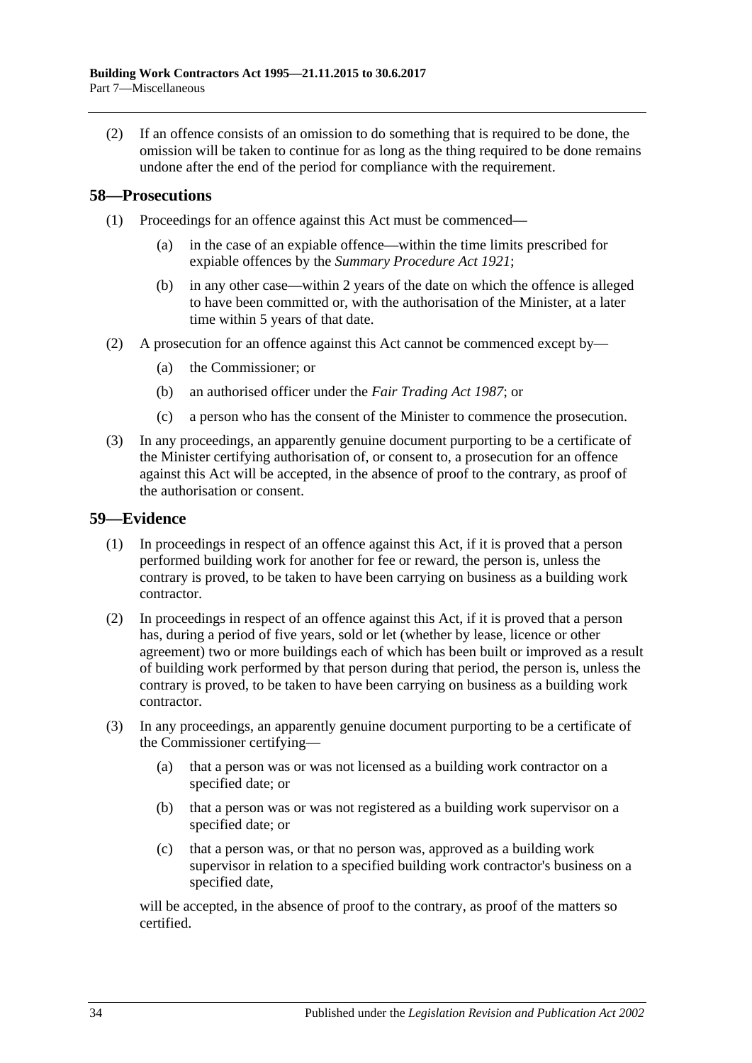(2) If an offence consists of an omission to do something that is required to be done, the omission will be taken to continue for as long as the thing required to be done remains undone after the end of the period for compliance with the requirement.

## 58—Prosecutions

(1) Proceedings for an offence against this Act must be commenced—

(a) in the case of an expiable offence—within the time limits prescribed for expiable offences by the *Summary Procedure Act 1921*;

(b) in any other case—within 2 years of the date on which the offence is alleged to have been committed or, with the authorisation of the Minister, at a later time within 5 years of that date.

(2) A prosecution for an offence against this Act cannot be commenced except by—

(a) the Commissioner; or

(b) an authorised officer under the *Fair Trading Act 1987*; or

(c) a person who has the consent of the Minister to commence the prosecution.

(3) In any proceedings, an apparently genuine document purporting to be a certificate of the Minister certifying authorisation of, or consent to, a prosecution for an offence against this Act will be accepted, in the absence of proof to the contrary, as proof of the authorisation or consent.

## 59—Evidence

(1) In proceedings in respect of an offence against this Act, if it is proved that a person performed building work for another for fee or reward, the person is, unless the contrary is proved, to be taken to have been carrying on business as a building work contractor.

(2) In proceedings in respect of an offence against this Act, if it is proved that a person has, during a period of five years, sold or let (whether by lease, licence or other agreement) two or more buildings each of which has been built or improved as a result of building work performed by that person during that period, the person is, unless the contrary is proved, to be taken to have been carrying on business as a building work contractor.

(3) In any proceedings, an apparently genuine document purporting to be a certificate of the Commissioner certifying—

(a) that a person was or was not licensed as a building work contractor on a specified date; or

(b) that a person was or was not registered as a building work supervisor on a specified date; or

(c) that a person was, or that no person was, approved as a building work supervisor in relation to a specified building work contractor's business on a specified date,

will be accepted, in the absence of proof to the contrary, as proof of the matters so certified.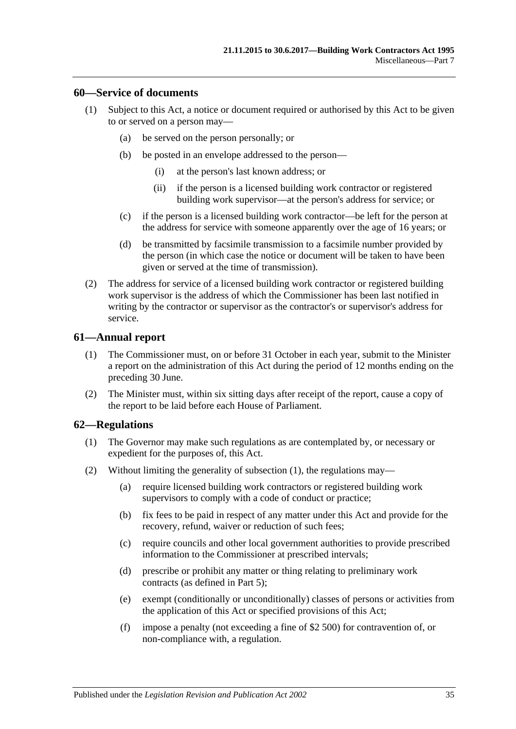## 60—Service of documents

(1) Subject to this Act, a notice or document required or authorised by this Act to be given to or served on a person may—

(a) be served on the person personally; or

(b) be posted in an envelope addressed to the person—

(i) at the person's last known address; or

(ii) if the person is a licensed building work contractor or registered building work supervisor—at the person's address for service; or

(c) if the person is a licensed building work contractor—be left for the person at the address for service with someone apparently over the age of 16 years; or

(d) be transmitted by facsimile transmission to a facsimile number provided by the person (in which case the notice or document will be taken to have been given or served at the time of transmission).

(2) The address for service of a licensed building work contractor or registered building work supervisor is the address of which the Commissioner has been last notified in writing by the contractor or supervisor as the contractor's or supervisor's address for service.

## 61—Annual report

(1) The Commissioner must, on or before 31 October in each year, submit to the Minister a report on the administration of this Act during the period of 12 months ending on the preceding 30 June.

(2) The Minister must, within six sitting days after receipt of the report, cause a copy of the report to be laid before each House of Parliament.

## 62—Regulations

(1) The Governor may make such regulations as are contemplated by, or necessary or expedient for the purposes of, this Act.

(2) Without limiting the generality of subsection (1), the regulations may—

(a) require licensed building work contractors or registered building work supervisors to comply with a code of conduct or practice;

(b) fix fees to be paid in respect of any matter under this Act and provide for the recovery, refund, waiver or reduction of such fees;

(c) require councils and other local government authorities to provide prescribed information to the Commissioner at prescribed intervals;

(d) prescribe or prohibit any matter or thing relating to preliminary work contracts (as defined in Part 5);

(e) exempt (conditionally or unconditionally) classes of persons or activities from the application of this Act or specified provisions of this Act;

(f) impose a penalty (not exceeding a fine of $2 500) for contravention of, or non-compliance with, a regulation.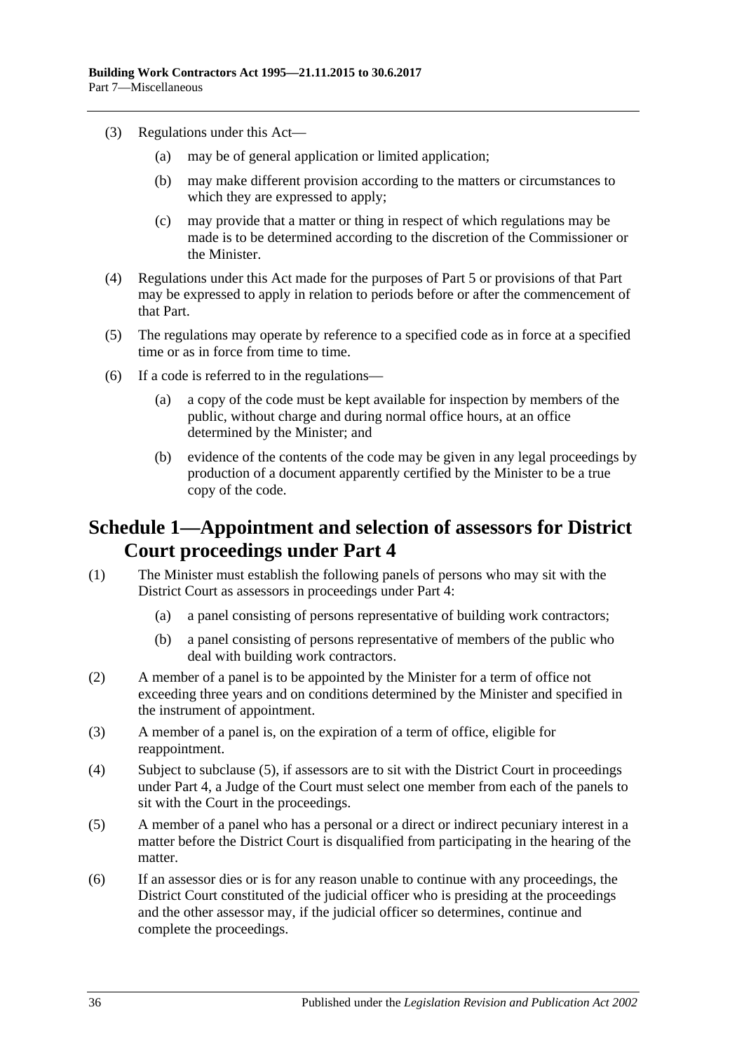(3) Regulations under this Act—

(a) may be of general application or limited application;

(b) may make different provision according to the matters or circumstances to which they are expressed to apply;

(c) may provide that a matter or thing in respect of which regulations may be made is to be determined according to the discretion of the Commissioner or the Minister.

(4) Regulations under this Act made for the purposes of Part 5 or provisions of that Part may be expressed to apply in relation to periods before or after the commencement of that Part.

(5) The regulations may operate by reference to a specified code as in force at a specified time or as in force from time to time.

(6) If a code is referred to in the regulations—

(a) a copy of the code must be kept available for inspection by members of the public, without charge and during normal office hours, at an office determined by the Minister; and

(b) evidence of the contents of the code may be given in any legal proceedings by production of a document apparently certified by the Minister to be a true copy of the code.

## Schedule 1—Appointment and selection of assessors for District Court proceedings under Part 4

(1) The Minister must establish the following panels of persons who may sit with the District Court as assessors in proceedings under Part 4:

(a) a panel consisting of persons representative of building work contractors;

(b) a panel consisting of persons representative of members of the public who deal with building work contractors.

(2) A member of a panel is to be appointed by the Minister for a term of office not exceeding three years and on conditions determined by the Minister and specified in the instrument of appointment.

(3) A member of a panel is, on the expiration of a term of office, eligible for reappointment.

(4) Subject to subclause (5), if assessors are to sit with the District Court in proceedings under Part 4, a Judge of the Court must select one member from each of the panels to sit with the Court in the proceedings.

(5) A member of a panel who has a personal or a direct or indirect pecuniary interest in a matter before the District Court is disqualified from participating in the hearing of the matter.

(6) If an assessor dies or is for any reason unable to continue with any proceedings, the District Court constituted of the judicial officer who is presiding at the proceedings and the other assessor may, if the judicial officer so determines, continue and complete the proceedings.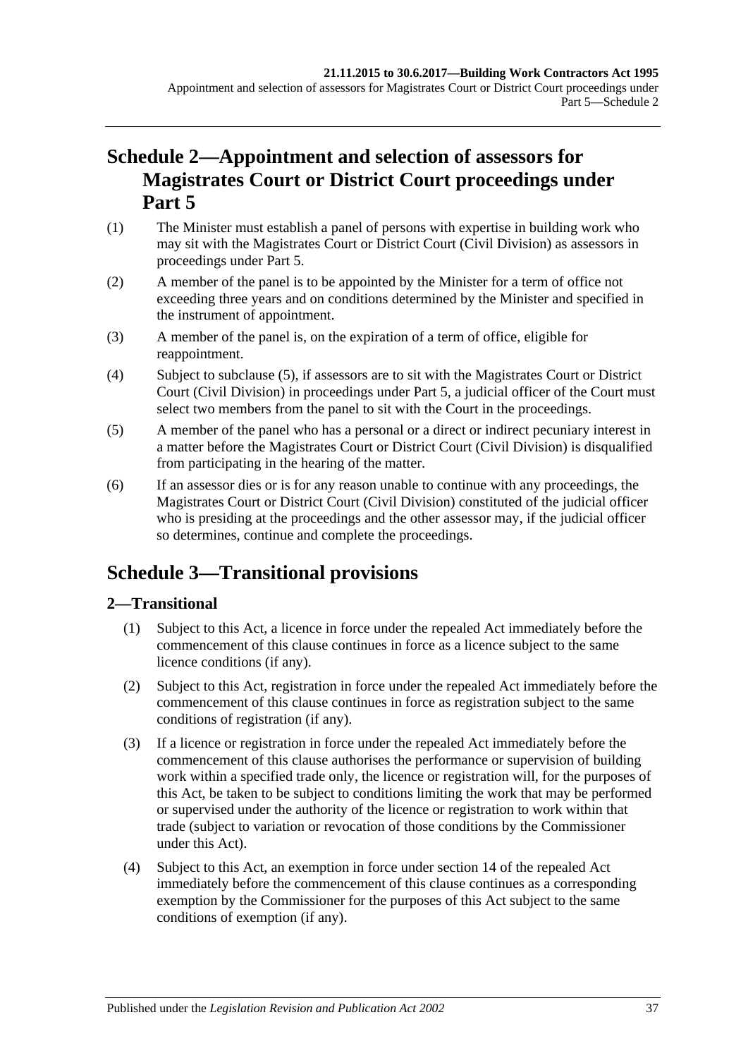## Schedule 2—Appointment and selection of assessors for Magistrates Court or District Court proceedings under Part 5

(1) The Minister must establish a panel of persons with expertise in building work who may sit with the Magistrates Court or District Court (Civil Division) as assessors in proceedings under Part 5.

(2) A member of the panel is to be appointed by the Minister for a term of office not exceeding three years and on conditions determined by the Minister and specified in the instrument of appointment.

(3) A member of the panel is, on the expiration of a term of office, eligible for reappointment.

(4) Subject to subclause (5), if assessors are to sit with the Magistrates Court or District Court (Civil Division) in proceedings under Part 5, a judicial officer of the Court must select two members from the panel to sit with the Court in the proceedings.

(5) A member of the panel who has a personal or a direct or indirect pecuniary interest in a matter before the Magistrates Court or District Court (Civil Division) is disqualified from participating in the hearing of the matter.

(6) If an assessor dies or is for any reason unable to continue with any proceedings, the Magistrates Court or District Court (Civil Division) constituted of the judicial officer who is presiding at the proceedings and the other assessor may, if the judicial officer so determines, continue and complete the proceedings.

## Schedule 3—Transitional provisions

### 2—Transitional

(1) Subject to this Act, a licence in force under the repealed Act immediately before the commencement of this clause continues in force as a licence subject to the same licence conditions (if any).

(2) Subject to this Act, registration in force under the repealed Act immediately before the commencement of this clause continues in force as registration subject to the same conditions of registration (if any).

(3) If a licence or registration in force under the repealed Act immediately before the commencement of this clause authorises the performance or supervision of building work within a specified trade only, the licence or registration will, for the purposes of this Act, be taken to be subject to conditions limiting the work that may be performed or supervised under the authority of the licence or registration to work within that trade (subject to variation or revocation of those conditions by the Commissioner under this Act).

(4) Subject to this Act, an exemption in force under section 14 of the repealed Act immediately before the commencement of this clause continues as a corresponding exemption by the Commissioner for the purposes of this Act subject to the same conditions of exemption (if any).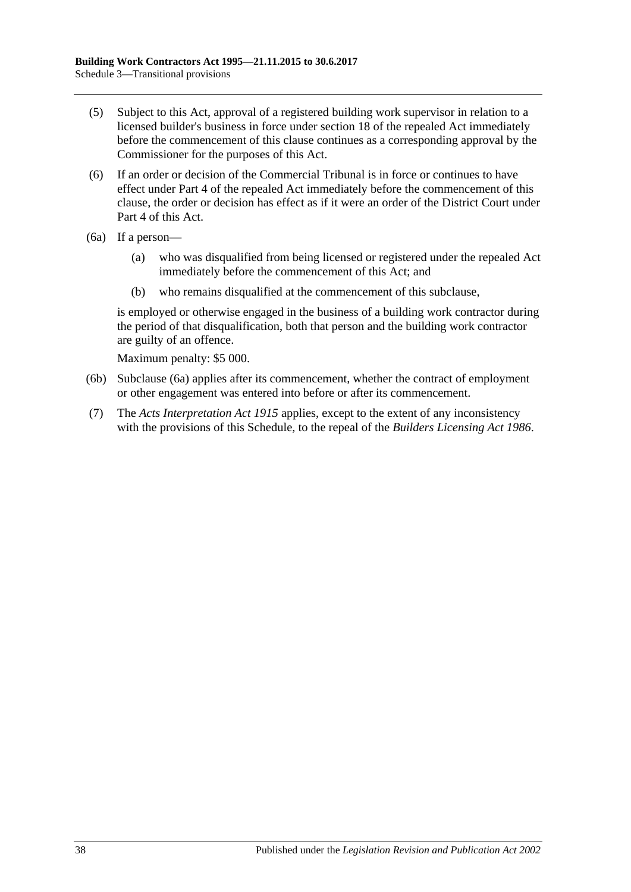(5) Subject to this Act, approval of a registered building work supervisor in relation to a licensed builder's business in force under section 18 of the repealed Act immediately before the commencement of this clause continues as a corresponding approval by the Commissioner for the purposes of this Act.

(6) If an order or decision of the Commercial Tribunal is in force or continues to have effect under Part 4 of the repealed Act immediately before the commencement of this clause, the order or decision has effect as if it were an order of the District Court under Part 4 of this Act.

(6a) If a person—

(a) who was disqualified from being licensed or registered under the repealed Act immediately before the commencement of this Act; and

(b) who remains disqualified at the commencement of this subclause,

is employed or otherwise engaged in the business of a building work contractor during the period of that disqualification, both that person and the building work contractor are guilty of an offence.

Maximum penalty: $5 000.

(6b) Subclause (6a) applies after its commencement, whether the contract of employment or other engagement was entered into before or after its commencement.

(7) The *Acts Interpretation Act 1915* applies, except to the extent of any inconsistency with the provisions of this Schedule, to the repeal of the *Builders Licensing Act 1986*.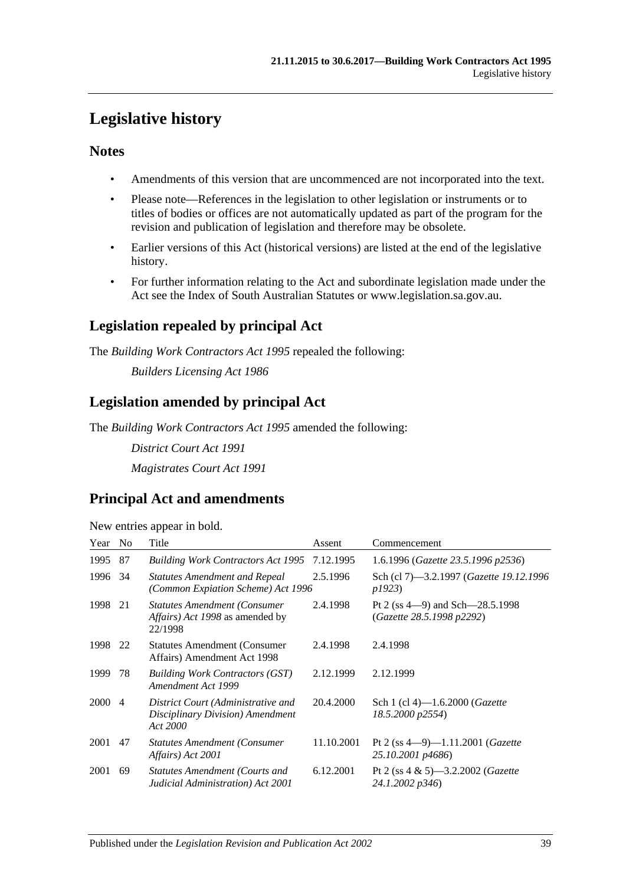# Legislative history

## Notes

- Amendments of this version that are uncommenced are not incorporated into the text.
- Please note—References in the legislation to other legislation or instruments or to titles of bodies or offices are not automatically updated as part of the program for the revision and publication of legislation and therefore may be obsolete.
- Earlier versions of this Act (historical versions) are listed at the end of the legislative history.
- For further information relating to the Act and subordinate legislation made under the Act see the Index of South Australian Statutes or www.legislation.sa.gov.au.

## Legislation repealed by principal Act

The *Building Work Contractors Act 1995* repealed the following:

*Builders Licensing Act 1986*

## Legislation amended by principal Act

The *Building Work Contractors Act 1995* amended the following:

*District Court Act 1991*

*Magistrates Court Act 1991*

## Principal Act and amendments

New entries appear in bold.

| Year | No | Title | Assent | Commencement |
|---|---|---|---|---|
| 1995 | 87 | *Building Work Contractors Act 1995* | 7.12.1995 | 1.6.1996 (*Gazette 23.5.1996 p2536*) |
| 1996 | 34 | *Statutes Amendment and Repeal (Common Expiation Scheme) Act 1996* | 2.5.1996 | Sch (cl 7)—3.2.1997 (*Gazette 19.12.1996 p1923*) |
| 1998 | 21 | *Statutes Amendment (Consumer Affairs) Act 1998* as amended by 22/1998 | 2.4.1998 | Pt 2 (ss 4—9) and Sch—28.5.1998 (*Gazette 28.5.1998 p2292*) |
| 1998 | 22 | Statutes Amendment (Consumer Affairs) Amendment Act 1998 | 2.4.1998 | 2.4.1998 |
| 1999 | 78 | *Building Work Contractors (GST) Amendment Act 1999* | 2.12.1999 | 2.12.1999 |
| 2000 | 4 | *District Court (Administrative and Disciplinary Division) Amendment Act 2000* | 20.4.2000 | Sch 1 (cl 4)—1.6.2000 (*Gazette 18.5.2000 p2554*) |
| 2001 | 47 | *Statutes Amendment (Consumer Affairs) Act 2001* | 11.10.2001 | Pt 2 (ss 4—9)—1.11.2001 (*Gazette 25.10.2001 p4686*) |
| 2001 | 69 | *Statutes Amendment (Courts and Judicial Administration) Act 2001* | 6.12.2001 | Pt 2 (ss 4 & 5)—3.2.2002 (*Gazette 24.1.2002 p346*) |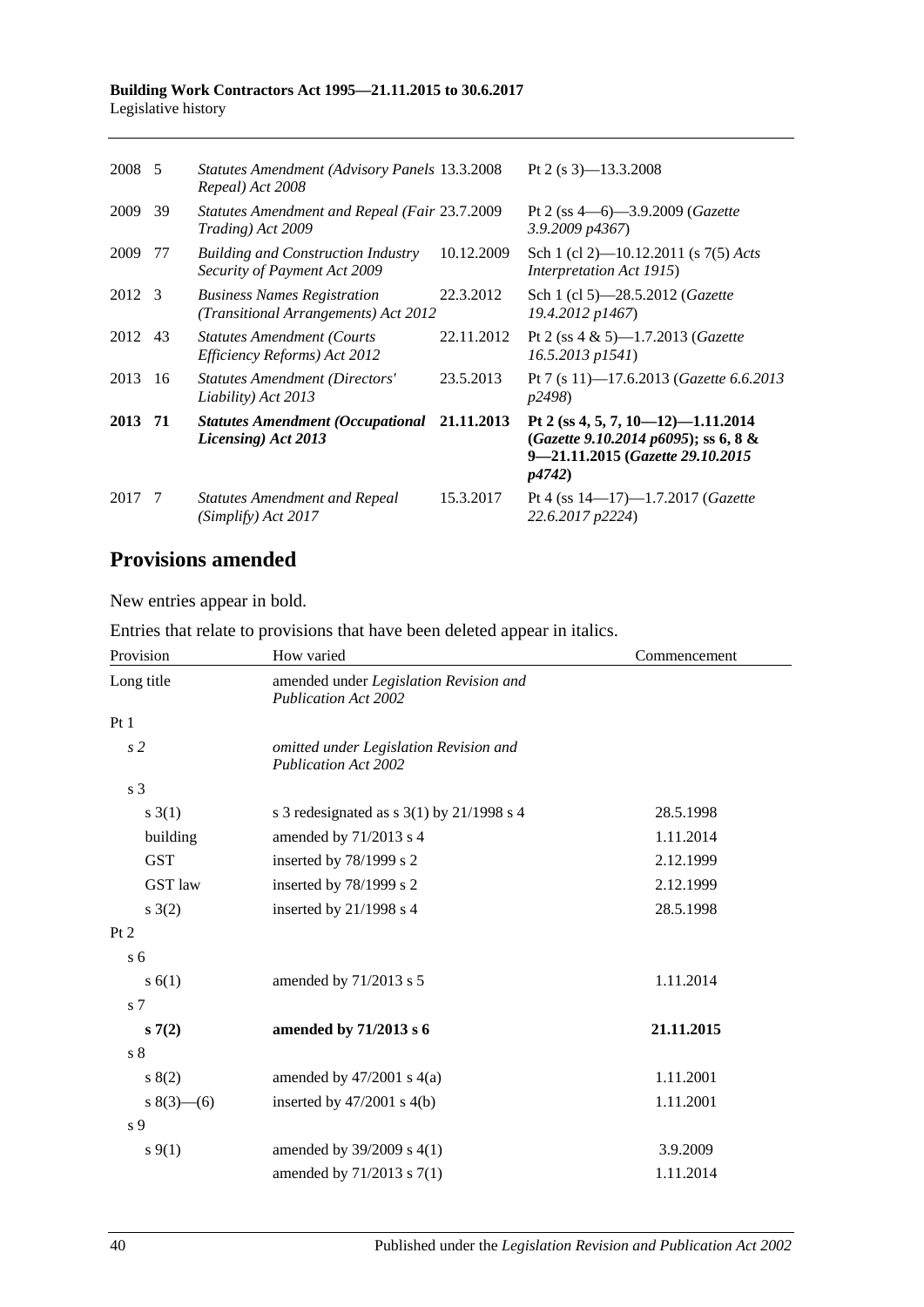| | | | | |
|---|---|---|---|---|
| 2008 | 5 | *Statutes Amendment (Advisory Panels Repeal) Act 2008* | 13.3.2008 | Pt 2 (s 3)—13.3.2008 |
| 2009 | 39 | *Statutes Amendment and Repeal (Fair Trading) Act 2009* | 23.7.2009 | Pt 2 (ss 4—6)—3.9.2009 (*Gazette 3.9.2009 p4367*) |
| 2009 | 77 | *Building and Construction Industry Security of Payment Act 2009* | 10.12.2009 | Sch 1 (cl 2)—10.12.2011 (s 7(5) *Acts Interpretation Act 1915*) |
| 2012 | 3 | *Business Names Registration (Transitional Arrangements) Act 2012* | 22.3.2012 | Sch 1 (cl 5)—28.5.2012 (*Gazette 19.4.2012 p1467*) |
| 2012 | 43 | *Statutes Amendment (Courts Efficiency Reforms) Act 2012* | 22.11.2012 | Pt 2 (ss 4 & 5)—1.7.2013 (*Gazette 16.5.2013 p1541*) |
| 2013 | 16 | *Statutes Amendment (Directors' Liability) Act 2013* | 23.5.2013 | Pt 7 (s 11)—17.6.2013 (*Gazette 6.6.2013 p2498*) |
| **2013** | **71** | ***Statutes Amendment (Occupational Licensing) Act 2013*** | **21.11.2013** | **Pt 2 (ss 4, 5, 7, 10—12)—1.11.2014 (*Gazette 9.10.2014 p6095*); ss 6, 8 & 9—21.11.2015 (*Gazette 29.10.2015 p4742*)** |
| 2017 | 7 | *Statutes Amendment and Repeal (Simplify) Act 2017* | 15.3.2017 | Pt 4 (ss 14—17)—1.7.2017 (*Gazette 22.6.2017 p2224*) |

## Provisions amended

New entries appear in bold.

Entries that relate to provisions that have been deleted appear in italics.

| Provision | How varied | Commencement |
|---|---|---|
| Long title | amended under *Legislation Revision and Publication Act 2002* | |
| Pt 1 | | |
| *s 2* | *omitted under Legislation Revision and Publication Act 2002* | |
| s 3 | | |
| s 3(1) | s 3 redesignated as s 3(1) by 21/1998 s 4 | 28.5.1998 |
| building | amended by 71/2013 s 4 | 1.11.2014 |
| GST | inserted by 78/1999 s 2 | 2.12.1999 |
| GST law | inserted by 78/1999 s 2 | 2.12.1999 |
| s 3(2) | inserted by 21/1998 s 4 | 28.5.1998 |
| Pt 2 | | |
| s 6 | | |
| s 6(1) | amended by 71/2013 s 5 | 1.11.2014 |
| s 7 | | |
| **s 7(2)** | **amended by 71/2013 s 6** | **21.11.2015** |
| s 8 | | |
| s 8(2) | amended by 47/2001 s 4(a) | 1.11.2001 |
| s 8(3)—(6) | inserted by 47/2001 s 4(b) | 1.11.2001 |
| s 9 | | |
| s 9(1) | amended by 39/2009 s 4(1) | 3.9.2009 |
| | amended by 71/2013 s 7(1) | 1.11.2014 |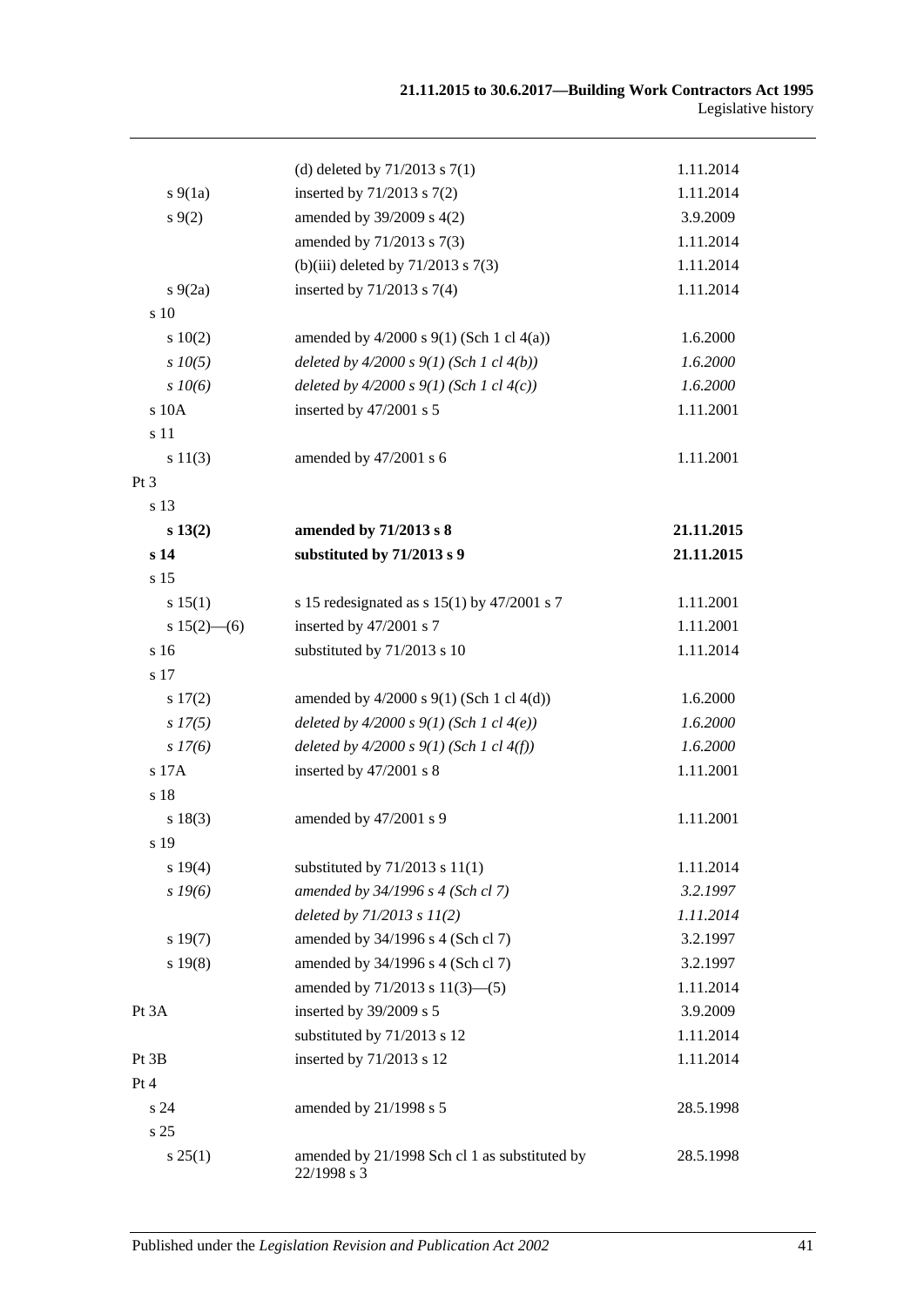| | | |
|---|---|---|
| | (d) deleted by 71/2013 s 7(1) | 1.11.2014 |
| s 9(1a) | inserted by 71/2013 s 7(2) | 1.11.2014 |
| s 9(2) | amended by 39/2009 s 4(2) | 3.9.2009 |
| | amended by 71/2013 s 7(3) | 1.11.2014 |
| | (b)(iii) deleted by 71/2013 s 7(3) | 1.11.2014 |
| s 9(2a) | inserted by 71/2013 s 7(4) | 1.11.2014 |
| s 10 | | |
| s 10(2) | amended by 4/2000 s 9(1) (Sch 1 cl 4(a)) | 1.6.2000 |
| *s 10(5)* | *deleted by 4/2000 s 9(1) (Sch 1 cl 4(b))* | *1.6.2000* |
| *s 10(6)* | *deleted by 4/2000 s 9(1) (Sch 1 cl 4(c))* | *1.6.2000* |
| s 10A | inserted by 47/2001 s 5 | 1.11.2001 |
| s 11 | | |
| s 11(3) | amended by 47/2001 s 6 | 1.11.2001 |
| Pt 3 | | |
| s 13 | | |
| **s 13(2)** | **amended by 71/2013 s 8** | **21.11.2015** |
| **s 14** | **substituted by 71/2013 s 9** | **21.11.2015** |
| s 15 | | |
| s 15(1) | s 15 redesignated as s 15(1) by 47/2001 s 7 | 1.11.2001 |
| s 15(2)—(6) | inserted by 47/2001 s 7 | 1.11.2001 |
| s 16 | substituted by 71/2013 s 10 | 1.11.2014 |
| s 17 | | |
| s 17(2) | amended by 4/2000 s 9(1) (Sch 1 cl 4(d)) | 1.6.2000 |
| *s 17(5)* | *deleted by 4/2000 s 9(1) (Sch 1 cl 4(e))* | *1.6.2000* |
| *s 17(6)* | *deleted by 4/2000 s 9(1) (Sch 1 cl 4(f))* | *1.6.2000* |
| s 17A | inserted by 47/2001 s 8 | 1.11.2001 |
| s 18 | | |
| s 18(3) | amended by 47/2001 s 9 | 1.11.2001 |
| s 19 | | |
| s 19(4) | substituted by 71/2013 s 11(1) | 1.11.2014 |
| *s 19(6)* | *amended by 34/1996 s 4 (Sch cl 7)* | *3.2.1997* |
| | *deleted by 71/2013 s 11(2)* | *1.11.2014* |
| s 19(7) | amended by 34/1996 s 4 (Sch cl 7) | 3.2.1997 |
| s 19(8) | amended by 34/1996 s 4 (Sch cl 7) | 3.2.1997 |
| | amended by 71/2013 s 11(3)—(5) | 1.11.2014 |
| Pt 3A | inserted by 39/2009 s 5 | 3.9.2009 |
| | substituted by 71/2013 s 12 | 1.11.2014 |
| Pt 3B | inserted by 71/2013 s 12 | 1.11.2014 |
| Pt 4 | | |
| s 24 | amended by 21/1998 s 5 | 28.5.1998 |
| s 25 | | |
| s 25(1) | amended by 21/1998 Sch cl 1 as substituted by 22/1998 s 3 | 28.5.1998 |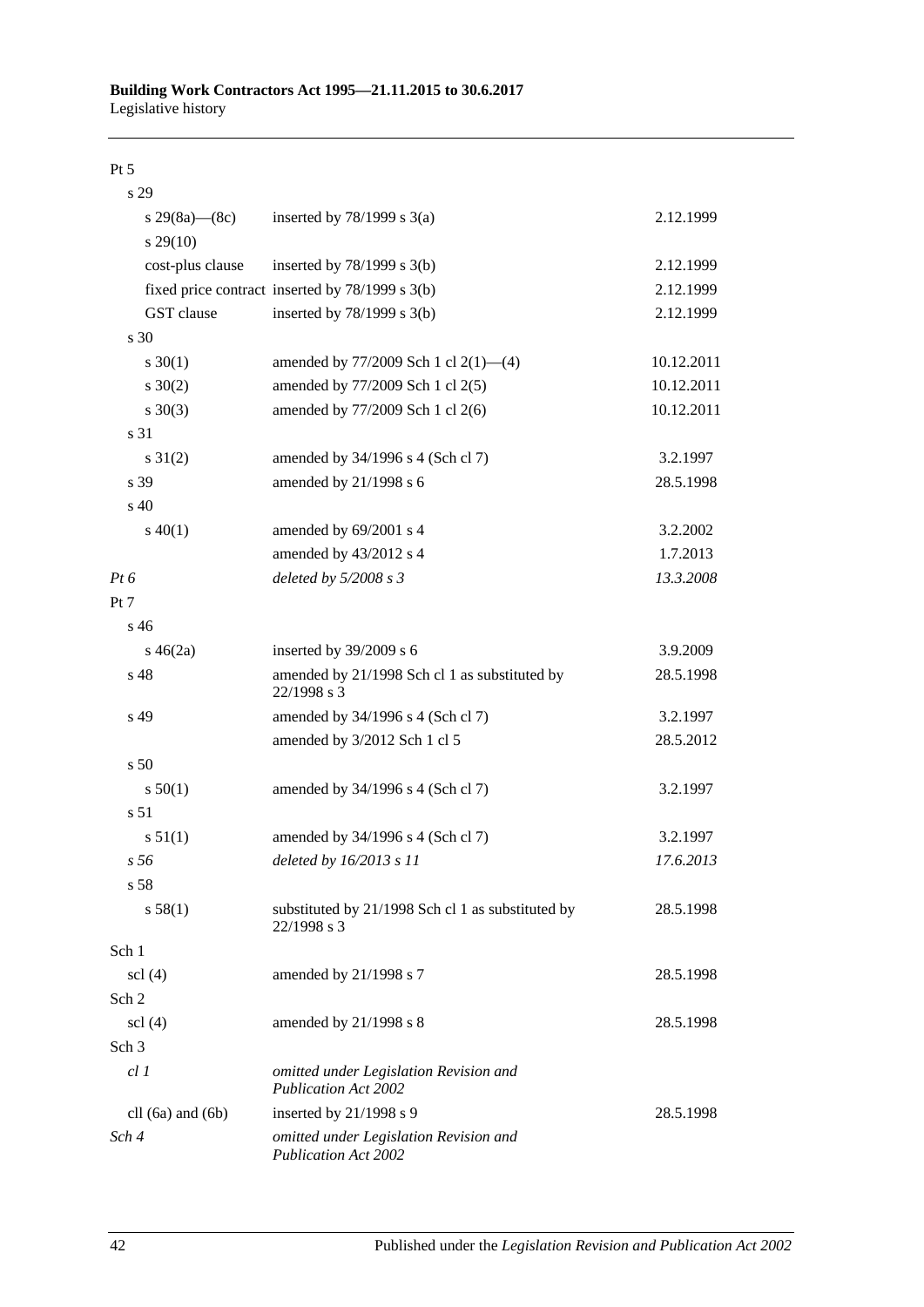Pt 5

| | | |
|---|---|---|
| s 29 | | |
| s 29(8a)—(8c) | inserted by 78/1999 s 3(a) | 2.12.1999 |
| s 29(10) | | |
| cost-plus clause | inserted by 78/1999 s 3(b) | 2.12.1999 |
| fixed price contract | inserted by 78/1999 s 3(b) | 2.12.1999 |
| GST clause | inserted by 78/1999 s 3(b) | 2.12.1999 |
| s 30 | | |
| s 30(1) | amended by 77/2009 Sch 1 cl 2(1)—(4) | 10.12.2011 |
| s 30(2) | amended by 77/2009 Sch 1 cl 2(5) | 10.12.2011 |
| s 30(3) | amended by 77/2009 Sch 1 cl 2(6) | 10.12.2011 |
| s 31 | | |
| s 31(2) | amended by 34/1996 s 4 (Sch cl 7) | 3.2.1997 |
| s 39 | amended by 21/1998 s 6 | 28.5.1998 |
| s 40 | | |
| s 40(1) | amended by 69/2001 s 4 | 3.2.2002 |
| | amended by 43/2012 s 4 | 1.7.2013 |
| *Pt 6* | *deleted by 5/2008 s 3* | *13.3.2008* |
| Pt 7 | | |
| s 46 | | |
| s 46(2a) | inserted by 39/2009 s 6 | 3.9.2009 |
| s 48 | amended by 21/1998 Sch cl 1 as substituted by 22/1998 s 3 | 28.5.1998 |
| s 49 | amended by 34/1996 s 4 (Sch cl 7) | 3.2.1997 |
| | amended by 3/2012 Sch 1 cl 5 | 28.5.2012 |
| s 50 | | |
| s 50(1) | amended by 34/1996 s 4 (Sch cl 7) | 3.2.1997 |
| s 51 | | |
| s 51(1) | amended by 34/1996 s 4 (Sch cl 7) | 3.2.1997 |
| *s 56* | *deleted by 16/2013 s 11* | *17.6.2013* |
| s 58 | | |
| s 58(1) | substituted by 21/1998 Sch cl 1 as substituted by 22/1998 s 3 | 28.5.1998 |
| Sch 1 | | |
| scl (4) | amended by 21/1998 s 7 | 28.5.1998 |
| Sch 2 | | |
| scl (4) | amended by 21/1998 s 8 | 28.5.1998 |
| Sch 3 | | |
| *cl 1* | *omitted under Legislation Revision and Publication Act 2002* | |
| cll (6a) and (6b) | inserted by 21/1998 s 9 | 28.5.1998 |
| *Sch 4* | *omitted under Legislation Revision and Publication Act 2002* | |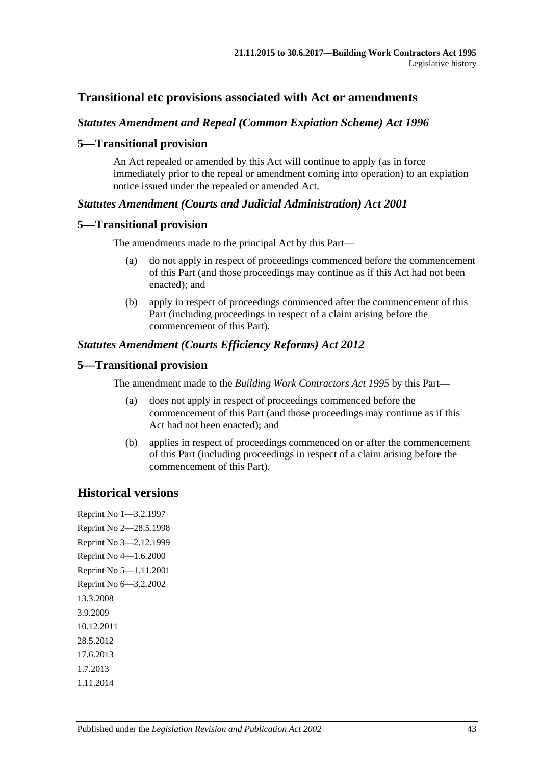## Transitional etc provisions associated with Act or amendments

### *Statutes Amendment and Repeal (Common Expiation Scheme) Act 1996*

### 5—Transitional provision

An Act repealed or amended by this Act will continue to apply (as in force immediately prior to the repeal or amendment coming into operation) to an expiation notice issued under the repealed or amended Act.

### *Statutes Amendment (Courts and Judicial Administration) Act 2001*

### 5—Transitional provision

The amendments made to the principal Act by this Part—

(a) do not apply in respect of proceedings commenced before the commencement of this Part (and those proceedings may continue as if this Act had not been enacted); and

(b) apply in respect of proceedings commenced after the commencement of this Part (including proceedings in respect of a claim arising before the commencement of this Part).

### *Statutes Amendment (Courts Efficiency Reforms) Act 2012*

### 5—Transitional provision

The amendment made to the *Building Work Contractors Act 1995* by this Part—

(a) does not apply in respect of proceedings commenced before the commencement of this Part (and those proceedings may continue as if this Act had not been enacted); and

(b) applies in respect of proceedings commenced on or after the commencement of this Part (including proceedings in respect of a claim arising before the commencement of this Part).

## Historical versions

Reprint No 1—3.2.1997

Reprint No 2—28.5.1998

Reprint No 3—2.12.1999

Reprint No 4—1.6.2000

Reprint No 5—1.11.2001

Reprint No 6—3.2.2002

13.3.2008

3.9.2009

10.12.2011

28.5.2012

17.6.2013

1.7.2013

1.11.2014